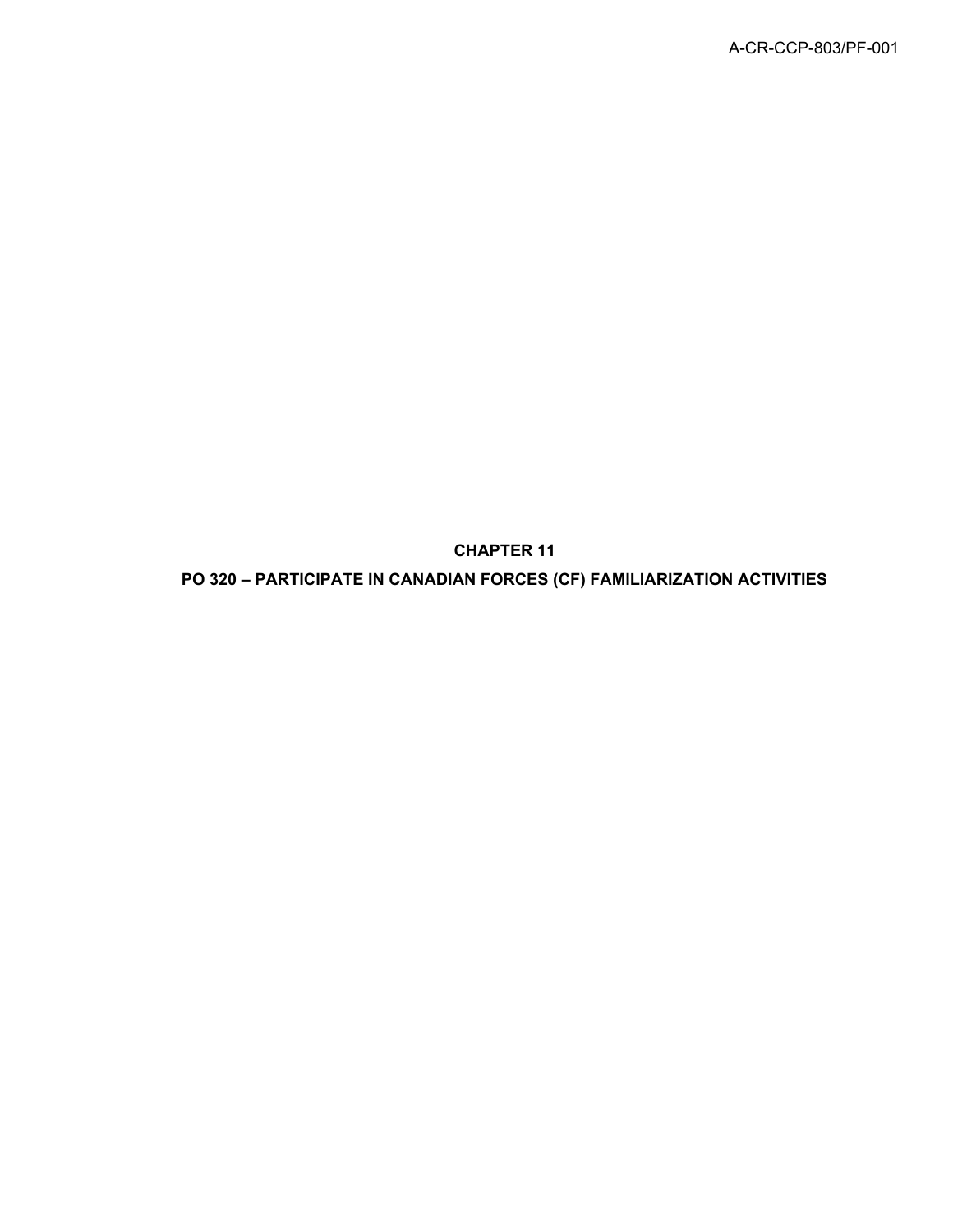# CHAPTER 11

## PO 320 – PARTICIPATE IN CANADIAN FORCES (CF) FAMILIARIZATION ACTIVITIES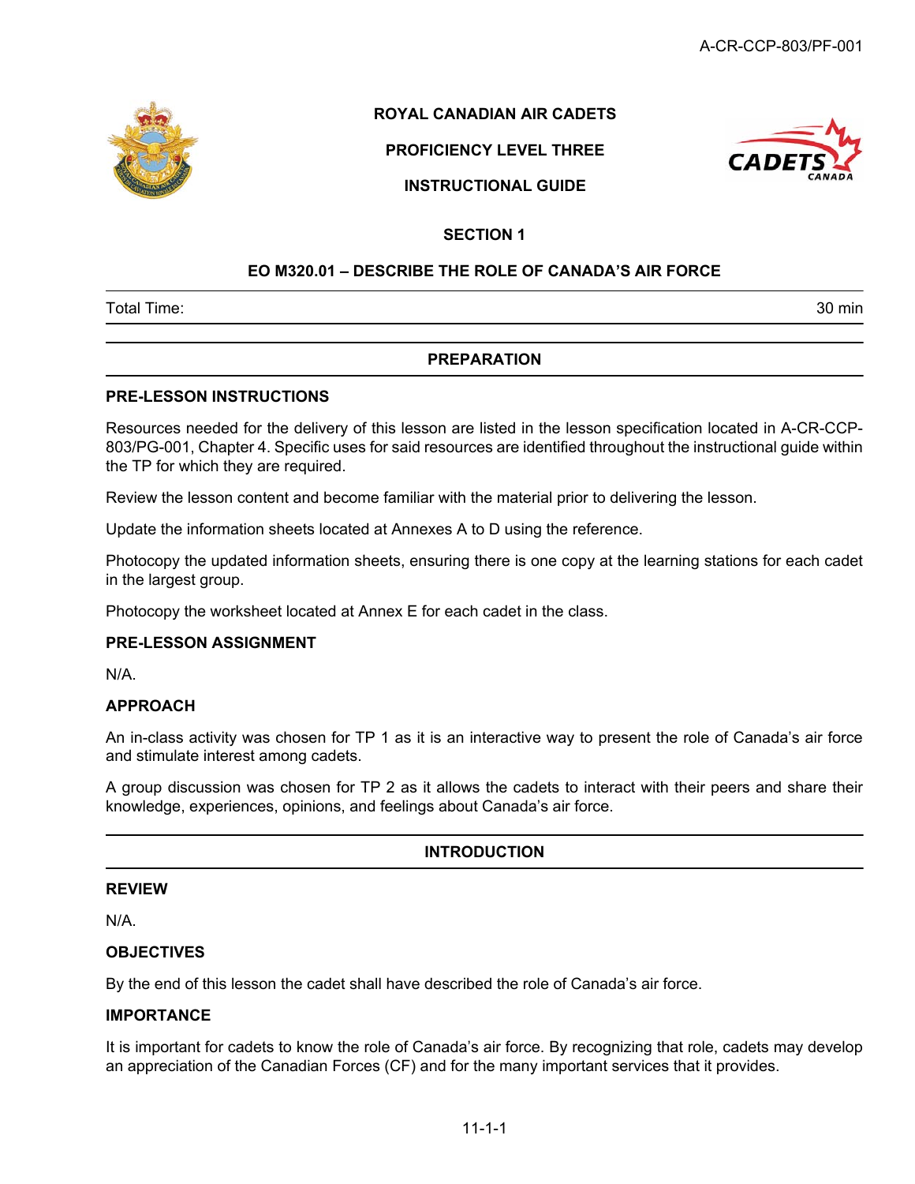ROYAL CANADIAN AIR CADETS

PROFICIENCY LEVEL THREE

INSTRUCTIONAL GUIDE

## SECTION 1

## EO M320.01 – DESCRIBE THE ROLE OF CANADA'S AIR FORCE

| Total Time: | 30 min |
|---|---|

## PREPARATION

### PRE-LESSON INSTRUCTIONS

Resources needed for the delivery of this lesson are listed in the lesson specification located in A-CR-CCP-803/PG-001, Chapter 4. Specific uses for said resources are identified throughout the instructional guide within the TP for which they are required.

Review the lesson content and become familiar with the material prior to delivering the lesson.

Update the information sheets located at Annexes A to D using the reference.

Photocopy the updated information sheets, ensuring there is one copy at the learning stations for each cadet in the largest group.

Photocopy the worksheet located at Annex E for each cadet in the class.

### PRE-LESSON ASSIGNMENT

N/A.

### APPROACH

An in-class activity was chosen for TP 1 as it is an interactive way to present the role of Canada's air force and stimulate interest among cadets.

A group discussion was chosen for TP 2 as it allows the cadets to interact with their peers and share their knowledge, experiences, opinions, and feelings about Canada's air force.

## INTRODUCTION

### REVIEW

N/A.

### OBJECTIVES

By the end of this lesson the cadet shall have described the role of Canada's air force.

### IMPORTANCE

It is important for cadets to know the role of Canada's air force. By recognizing that role, cadets may develop an appreciation of the Canadian Forces (CF) and for the many important services that it provides.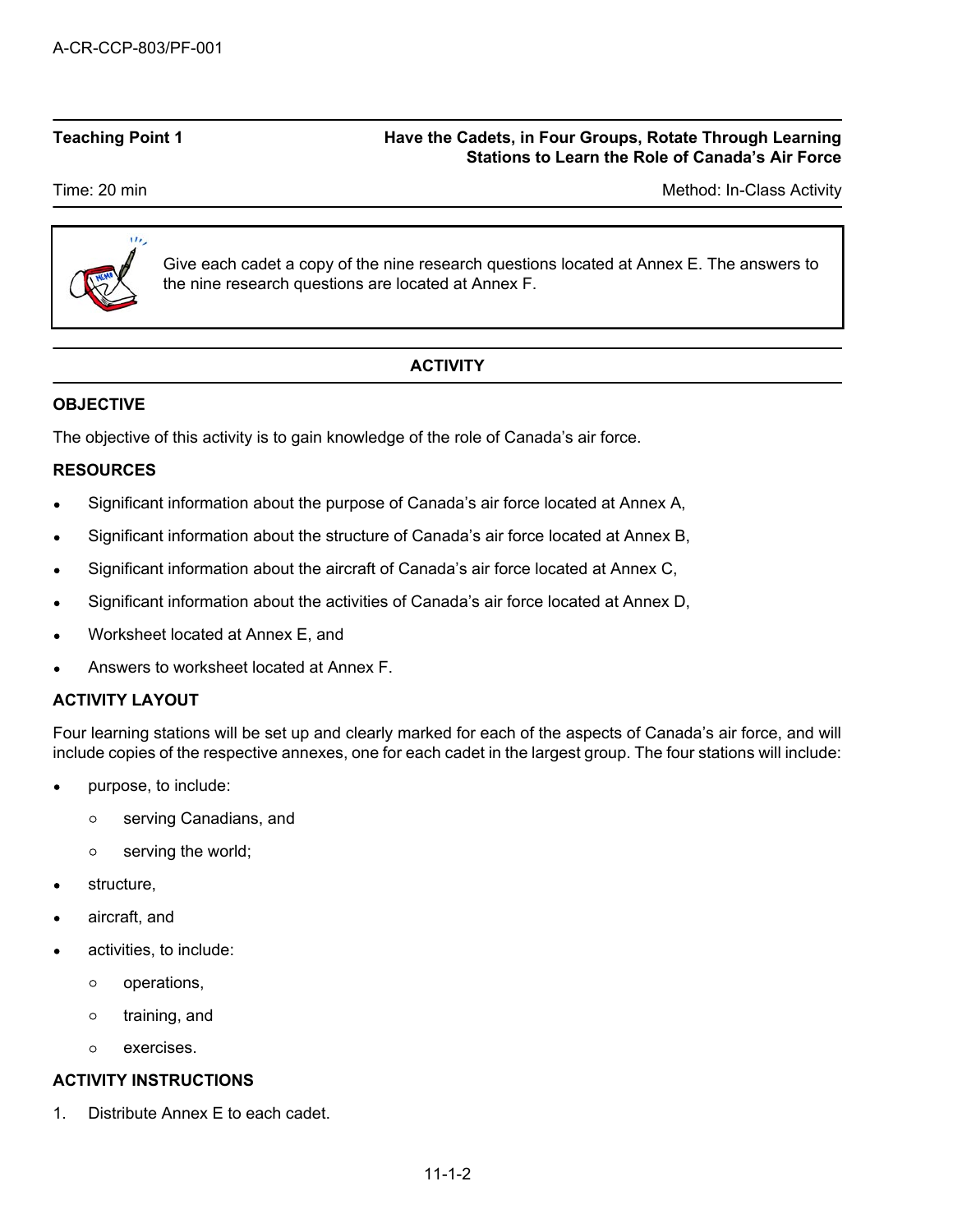## Teaching Point 1 — Have the Cadets, in Four Groups, Rotate Through Learning Stations to Learn the Role of Canada's Air Force

Time: 20 min

Method: In-Class Activity

> Give each cadet a copy of the nine research questions located at Annex E. The answers to the nine research questions are located at Annex F.

### ACTIVITY

#### OBJECTIVE

The objective of this activity is to gain knowledge of the role of Canada's air force.

#### RESOURCES

- Significant information about the purpose of Canada's air force located at Annex A,
- Significant information about the structure of Canada's air force located at Annex B,
- Significant information about the aircraft of Canada's air force located at Annex C,
- Significant information about the activities of Canada's air force located at Annex D,
- Worksheet located at Annex E, and
- Answers to worksheet located at Annex F.

#### ACTIVITY LAYOUT

Four learning stations will be set up and clearly marked for each of the aspects of Canada's air force, and will include copies of the respective annexes, one for each cadet in the largest group. The four stations will include:

- purpose, to include:
  - serving Canadians, and
  - serving the world;
- structure,
- aircraft, and
- activities, to include:
  - operations,
  - training, and
  - exercises.

#### ACTIVITY INSTRUCTIONS

1. Distribute Annex E to each cadet.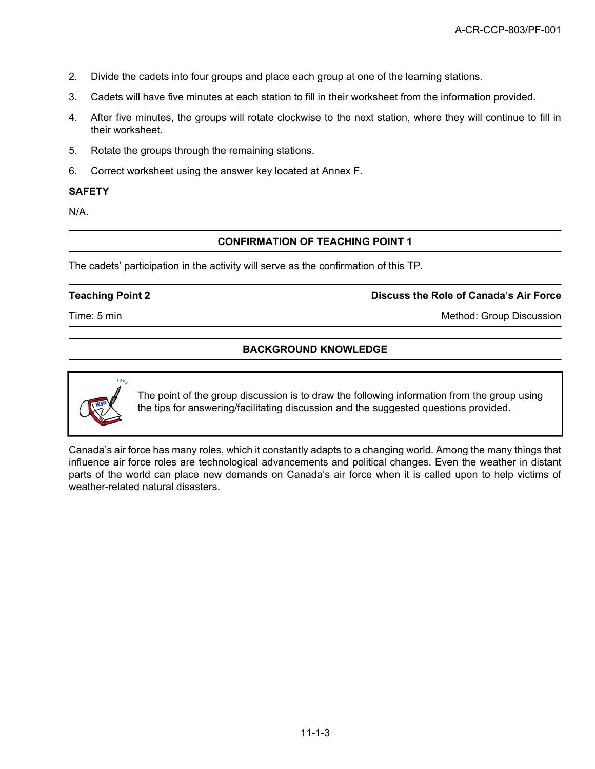2. Divide the cadets into four groups and place each group at one of the learning stations.
3. Cadets will have five minutes at each station to fill in their worksheet from the information provided.
4. After five minutes, the groups will rotate clockwise to the next station, where they will continue to fill in their worksheet.
5. Rotate the groups through the remaining stations.
6. Correct worksheet using the answer key located at Annex F.

**SAFETY**

N/A.

**CONFIRMATION OF TEACHING POINT 1**

The cadets' participation in the activity will serve as the confirmation of this TP.

| **Teaching Point 2** | **Discuss the Role of Canada's Air Force** |
|---|---|
| Time: 5 min | Method: Group Discussion |

**BACKGROUND KNOWLEDGE**

The point of the group discussion is to draw the following information from the group using the tips for answering/facilitating discussion and the suggested questions provided.

Canada's air force has many roles, which it constantly adapts to a changing world. Among the many things that influence air force roles are technological advancements and political changes. Even the weather in distant parts of the world can place new demands on Canada's air force when it is called upon to help victims of weather-related natural disasters.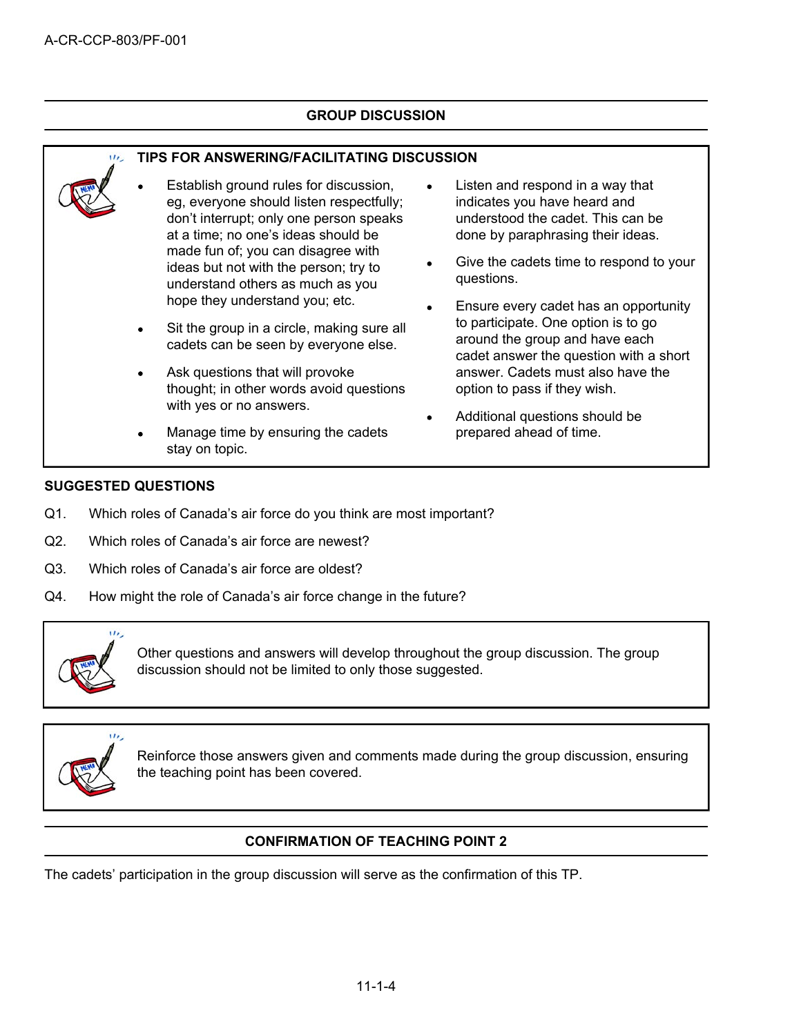## GROUP DISCUSSION

**TIPS FOR ANSWERING/FACILITATING DISCUSSION**

- Establish ground rules for discussion, eg, everyone should listen respectfully; don't interrupt; only one person speaks at a time; no one's ideas should be made fun of; you can disagree with ideas but not with the person; try to understand others as much as you hope they understand you; etc.
- Sit the group in a circle, making sure all cadets can be seen by everyone else.
- Ask questions that will provoke thought; in other words avoid questions with yes or no answers.
- Manage time by ensuring the cadets stay on topic.
- Listen and respond in a way that indicates you have heard and understood the cadet. This can be done by paraphrasing their ideas.
- Give the cadets time to respond to your questions.
- Ensure every cadet has an opportunity to participate. One option is to go around the group and have each cadet answer the question with a short answer. Cadets must also have the option to pass if they wish.
- Additional questions should be prepared ahead of time.

**SUGGESTED QUESTIONS**

Q1. Which roles of Canada's air force do you think are most important?

Q2. Which roles of Canada's air force are newest?

Q3. Which roles of Canada's air force are oldest?

Q4. How might the role of Canada's air force change in the future?

Other questions and answers will develop throughout the group discussion. The group discussion should not be limited to only those suggested.

Reinforce those answers given and comments made during the group discussion, ensuring the teaching point has been covered.

## CONFIRMATION OF TEACHING POINT 2

The cadets' participation in the group discussion will serve as the confirmation of this TP.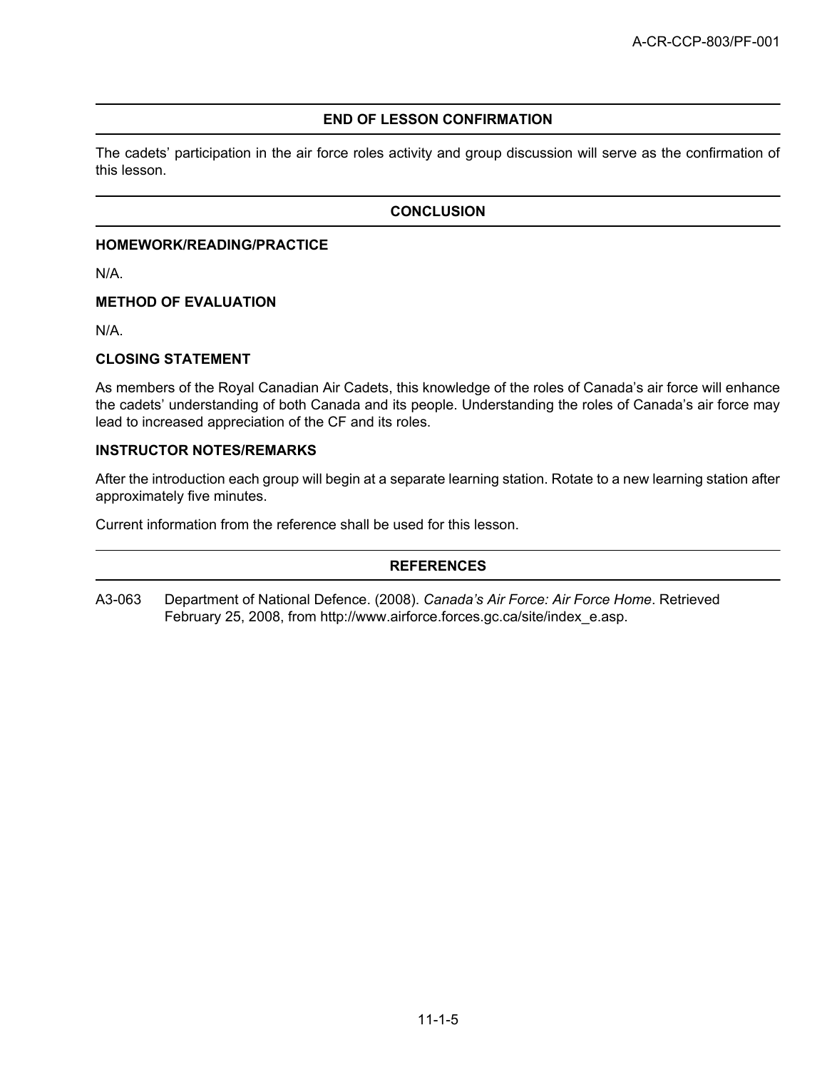## END OF LESSON CONFIRMATION

The cadets' participation in the air force roles activity and group discussion will serve as the confirmation of this lesson.

## CONCLUSION

### HOMEWORK/READING/PRACTICE

N/A.

### METHOD OF EVALUATION

N/A.

### CLOSING STATEMENT

As members of the Royal Canadian Air Cadets, this knowledge of the roles of Canada's air force will enhance the cadets' understanding of both Canada and its people. Understanding the roles of Canada's air force may lead to increased appreciation of the CF and its roles.

### INSTRUCTOR NOTES/REMARKS

After the introduction each group will begin at a separate learning station. Rotate to a new learning station after approximately five minutes.

Current information from the reference shall be used for this lesson.

## REFERENCES

A3-063 Department of National Defence. (2008). *Canada's Air Force: Air Force Home*. Retrieved February 25, 2008, from http://www.airforce.forces.gc.ca/site/index_e.asp.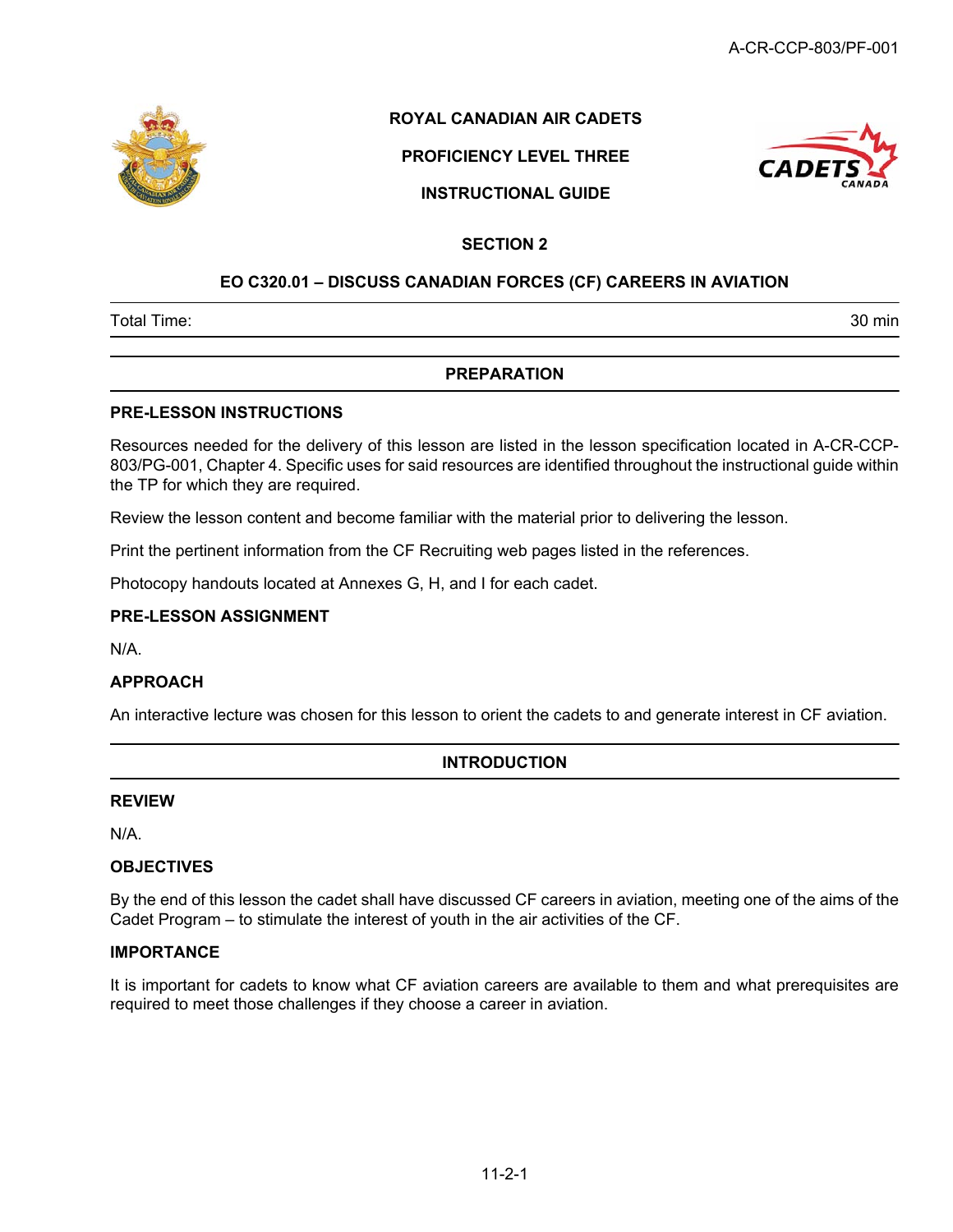ROYAL CANADIAN AIR CADETS

PROFICIENCY LEVEL THREE

INSTRUCTIONAL GUIDE

SECTION 2

## EO C320.01 – DISCUSS CANADIAN FORCES (CF) CAREERS IN AVIATION

| Total Time: | 30 min |
|---|---|

## PREPARATION

### PRE-LESSON INSTRUCTIONS

Resources needed for the delivery of this lesson are listed in the lesson specification located in A-CR-CCP-803/PG-001, Chapter 4. Specific uses for said resources are identified throughout the instructional guide within the TP for which they are required.

Review the lesson content and become familiar with the material prior to delivering the lesson.

Print the pertinent information from the CF Recruiting web pages listed in the references.

Photocopy handouts located at Annexes G, H, and I for each cadet.

### PRE-LESSON ASSIGNMENT

N/A.

### APPROACH

An interactive lecture was chosen for this lesson to orient the cadets to and generate interest in CF aviation.

## INTRODUCTION

### REVIEW

N/A.

### OBJECTIVES

By the end of this lesson the cadet shall have discussed CF careers in aviation, meeting one of the aims of the Cadet Program – to stimulate the interest of youth in the air activities of the CF.

### IMPORTANCE

It is important for cadets to know what CF aviation careers are available to them and what prerequisites are required to meet those challenges if they choose a career in aviation.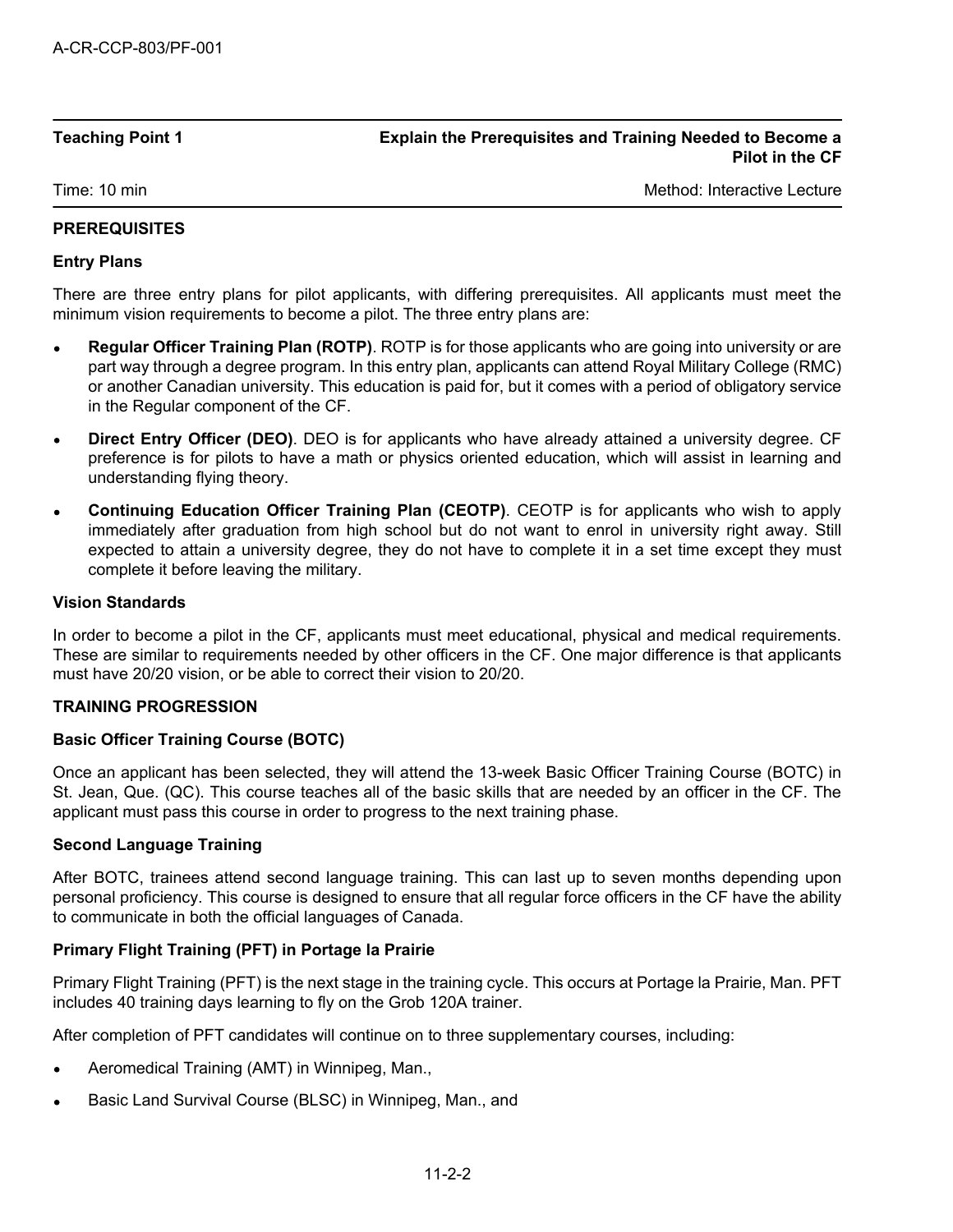| Teaching Point 1 | Explain the Prerequisites and Training Needed to Become a Pilot in the CF |
|---|---|
| Time: 10 min | Method: Interactive Lecture |

**PREREQUISITES**

**Entry Plans**

There are three entry plans for pilot applicants, with differing prerequisites. All applicants must meet the minimum vision requirements to become a pilot. The three entry plans are:

- **Regular Officer Training Plan (ROTP)**. ROTP is for those applicants who are going into university or are part way through a degree program. In this entry plan, applicants can attend Royal Military College (RMC) or another Canadian university. This education is paid for, but it comes with a period of obligatory service in the Regular component of the CF.
- **Direct Entry Officer (DEO)**. DEO is for applicants who have already attained a university degree. CF preference is for pilots to have a math or physics oriented education, which will assist in learning and understanding flying theory.
- **Continuing Education Officer Training Plan (CEOTP)**. CEOTP is for applicants who wish to apply immediately after graduation from high school but do not want to enrol in university right away. Still expected to attain a university degree, they do not have to complete it in a set time except they must complete it before leaving the military.

**Vision Standards**

In order to become a pilot in the CF, applicants must meet educational, physical and medical requirements. These are similar to requirements needed by other officers in the CF. One major difference is that applicants must have 20/20 vision, or be able to correct their vision to 20/20.

**TRAINING PROGRESSION**

**Basic Officer Training Course (BOTC)**

Once an applicant has been selected, they will attend the 13-week Basic Officer Training Course (BOTC) in St. Jean, Que. (QC). This course teaches all of the basic skills that are needed by an officer in the CF. The applicant must pass this course in order to progress to the next training phase.

**Second Language Training**

After BOTC, trainees attend second language training. This can last up to seven months depending upon personal proficiency. This course is designed to ensure that all regular force officers in the CF have the ability to communicate in both the official languages of Canada.

**Primary Flight Training (PFT) in Portage la Prairie**

Primary Flight Training (PFT) is the next stage in the training cycle. This occurs at Portage la Prairie, Man. PFT includes 40 training days learning to fly on the Grob 120A trainer.

After completion of PFT candidates will continue on to three supplementary courses, including:

- Aeromedical Training (AMT) in Winnipeg, Man.,
- Basic Land Survival Course (BLSC) in Winnipeg, Man., and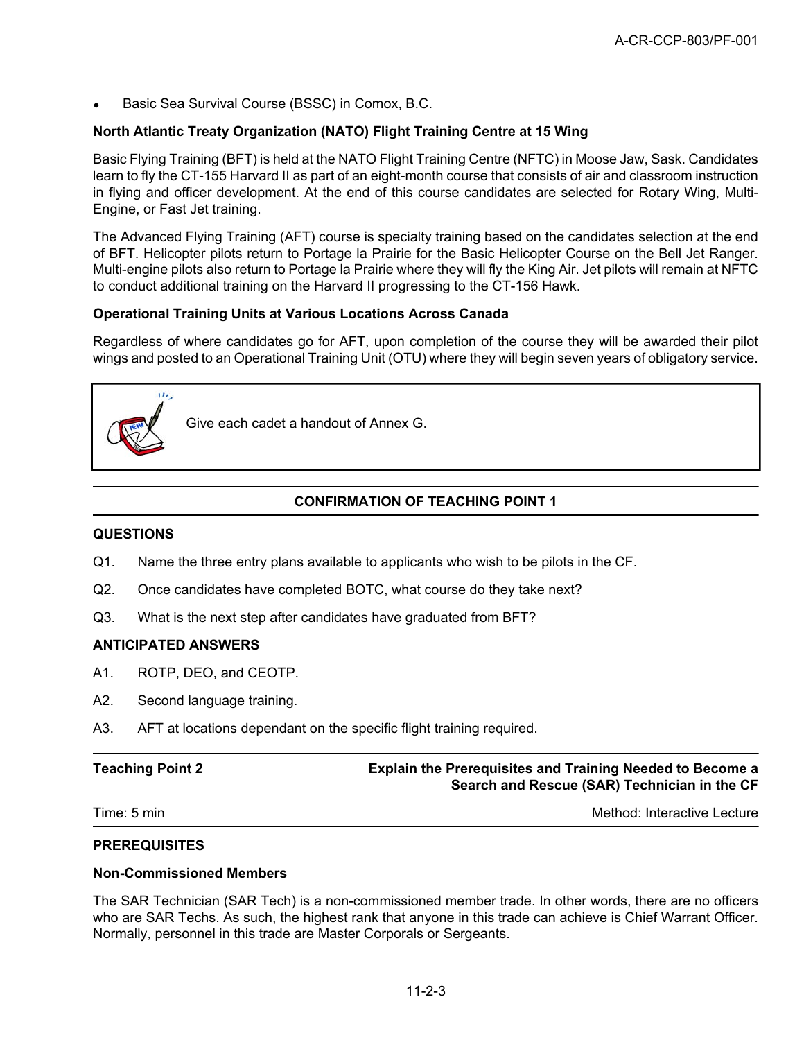- Basic Sea Survival Course (BSSC) in Comox, B.C.

**North Atlantic Treaty Organization (NATO) Flight Training Centre at 15 Wing**

Basic Flying Training (BFT) is held at the NATO Flight Training Centre (NFTC) in Moose Jaw, Sask. Candidates learn to fly the CT-155 Harvard II as part of an eight-month course that consists of air and classroom instruction in flying and officer development. At the end of this course candidates are selected for Rotary Wing, Multi-Engine, or Fast Jet training.

The Advanced Flying Training (AFT) course is specialty training based on the candidates selection at the end of BFT. Helicopter pilots return to Portage la Prairie for the Basic Helicopter Course on the Bell Jet Ranger. Multi-engine pilots also return to Portage la Prairie where they will fly the King Air. Jet pilots will remain at NFTC to conduct additional training on the Harvard II progressing to the CT-156 Hawk.

**Operational Training Units at Various Locations Across Canada**

Regardless of where candidates go for AFT, upon completion of the course they will be awarded their pilot wings and posted to an Operational Training Unit (OTU) where they will begin seven years of obligatory service.

> Give each cadet a handout of Annex G.

**CONFIRMATION OF TEACHING POINT 1**

**QUESTIONS**

Q1. Name the three entry plans available to applicants who wish to be pilots in the CF.

Q2. Once candidates have completed BOTC, what course do they take next?

Q3. What is the next step after candidates have graduated from BFT?

**ANTICIPATED ANSWERS**

A1. ROTP, DEO, and CEOTP.

A2. Second language training.

A3. AFT at locations dependant on the specific flight training required.

---

**Teaching Point 2** — **Explain the Prerequisites and Training Needed to Become a Search and Rescue (SAR) Technician in the CF**

Time: 5 min — Method: Interactive Lecture

**PREREQUISITES**

**Non-Commissioned Members**

The SAR Technician (SAR Tech) is a non-commissioned member trade. In other words, there are no officers who are SAR Techs. As such, the highest rank that anyone in this trade can achieve is Chief Warrant Officer. Normally, personnel in this trade are Master Corporals or Sergeants.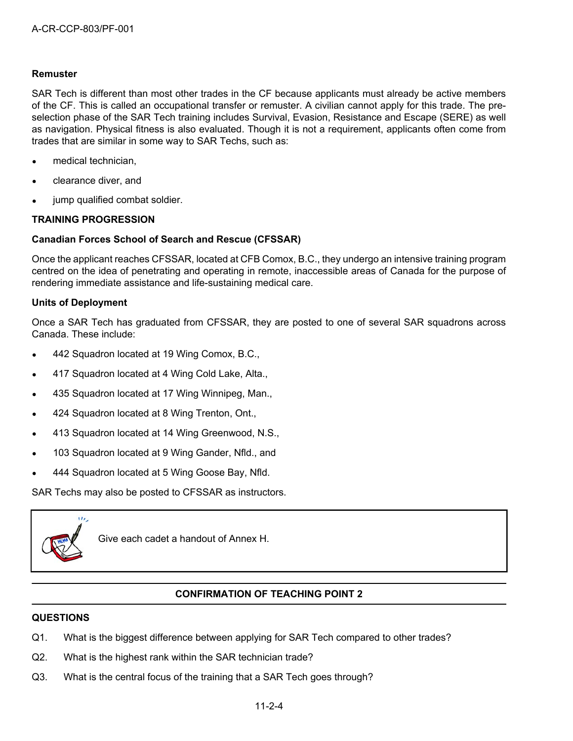### Remuster

SAR Tech is different than most other trades in the CF because applicants must already be active members of the CF. This is called an occupational transfer or remuster. A civilian cannot apply for this trade. The pre-selection phase of the SAR Tech training includes Survival, Evasion, Resistance and Escape (SERE) as well as navigation. Physical fitness is also evaluated. Though it is not a requirement, applicants often come from trades that are similar in some way to SAR Techs, such as:

- medical technician,
- clearance diver, and
- jump qualified combat soldier.

## TRAINING PROGRESSION

### Canadian Forces School of Search and Rescue (CFSSAR)

Once the applicant reaches CFSSAR, located at CFB Comox, B.C., they undergo an intensive training program centred on the idea of penetrating and operating in remote, inaccessible areas of Canada for the purpose of rendering immediate assistance and life-sustaining medical care.

### Units of Deployment

Once a SAR Tech has graduated from CFSSAR, they are posted to one of several SAR squadrons across Canada. These include:

- 442 Squadron located at 19 Wing Comox, B.C.,
- 417 Squadron located at 4 Wing Cold Lake, Alta.,
- 435 Squadron located at 17 Wing Winnipeg, Man.,
- 424 Squadron located at 8 Wing Trenton, Ont.,
- 413 Squadron located at 14 Wing Greenwood, N.S.,
- 103 Squadron located at 9 Wing Gander, Nfld., and
- 444 Squadron located at 5 Wing Goose Bay, Nfld.

SAR Techs may also be posted to CFSSAR as instructors.

> Give each cadet a handout of Annex H.

## CONFIRMATION OF TEACHING POINT 2

### QUESTIONS

Q1. What is the biggest difference between applying for SAR Tech compared to other trades?

Q2. What is the highest rank within the SAR technician trade?

Q3. What is the central focus of the training that a SAR Tech goes through?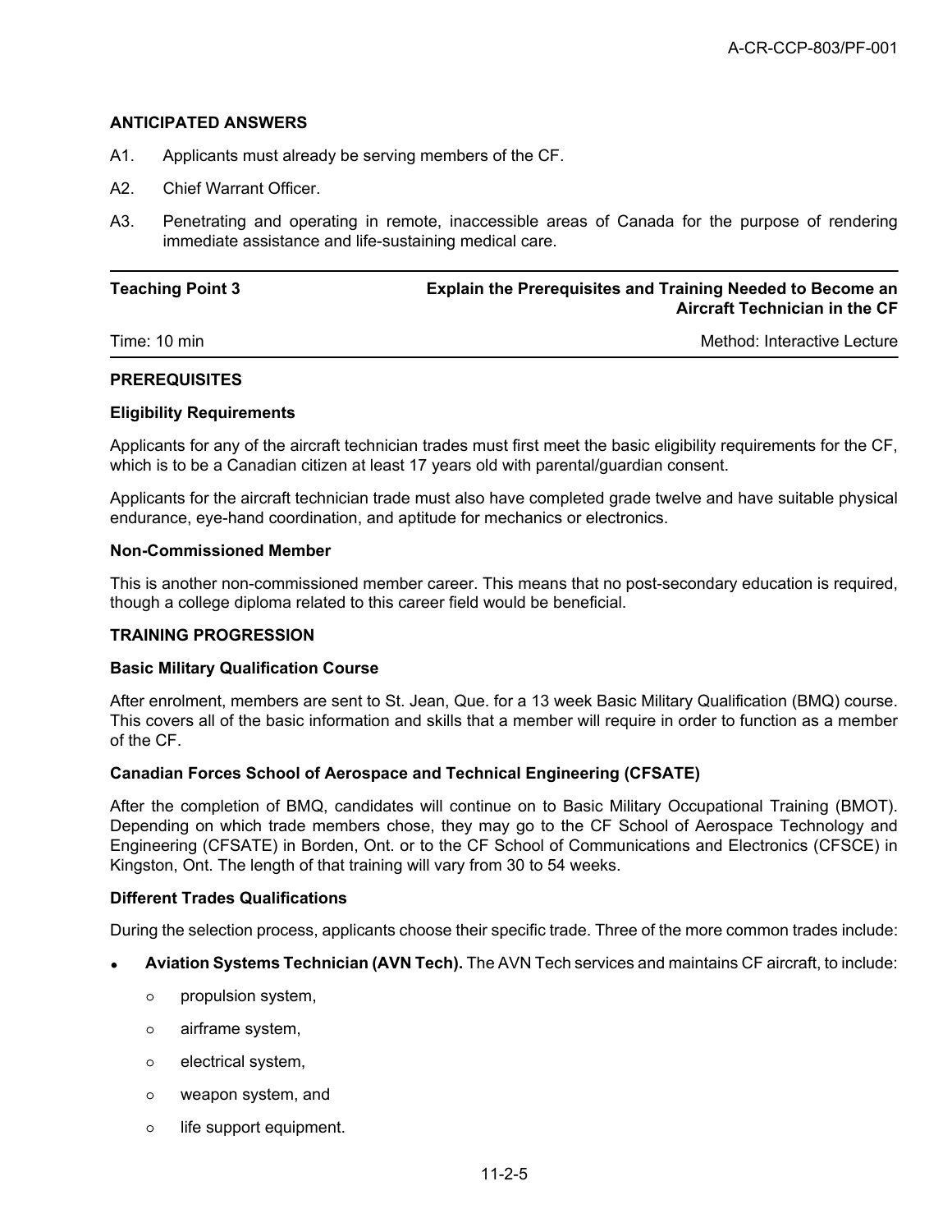**ANTICIPATED ANSWERS**

A1. Applicants must already be serving members of the CF.

A2. Chief Warrant Officer.

A3. Penetrating and operating in remote, inaccessible areas of Canada for the purpose of rendering immediate assistance and life-sustaining medical care.

| **Teaching Point 3** | **Explain the Prerequisites and Training Needed to Become an Aircraft Technician in the CF** |
|---|---|
| Time: 10 min | Method: Interactive Lecture |

**PREREQUISITES**

**Eligibility Requirements**

Applicants for any of the aircraft technician trades must first meet the basic eligibility requirements for the CF, which is to be a Canadian citizen at least 17 years old with parental/guardian consent.

Applicants for the aircraft technician trade must also have completed grade twelve and have suitable physical endurance, eye-hand coordination, and aptitude for mechanics or electronics.

**Non-Commissioned Member**

This is another non-commissioned member career. This means that no post-secondary education is required, though a college diploma related to this career field would be beneficial.

**TRAINING PROGRESSION**

**Basic Military Qualification Course**

After enrolment, members are sent to St. Jean, Que. for a 13 week Basic Military Qualification (BMQ) course. This covers all of the basic information and skills that a member will require in order to function as a member of the CF.

**Canadian Forces School of Aerospace and Technical Engineering (CFSATE)**

After the completion of BMQ, candidates will continue on to Basic Military Occupational Training (BMOT). Depending on which trade members chose, they may go to the CF School of Aerospace Technology and Engineering (CFSATE) in Borden, Ont. or to the CF School of Communications and Electronics (CFSCE) in Kingston, Ont. The length of that training will vary from 30 to 54 weeks.

**Different Trades Qualifications**

During the selection process, applicants choose their specific trade. Three of the more common trades include:

- **Aviation Systems Technician (AVN Tech).** The AVN Tech services and maintains CF aircraft, to include:
  - propulsion system,
  - airframe system,
  - electrical system,
  - weapon system, and
  - life support equipment.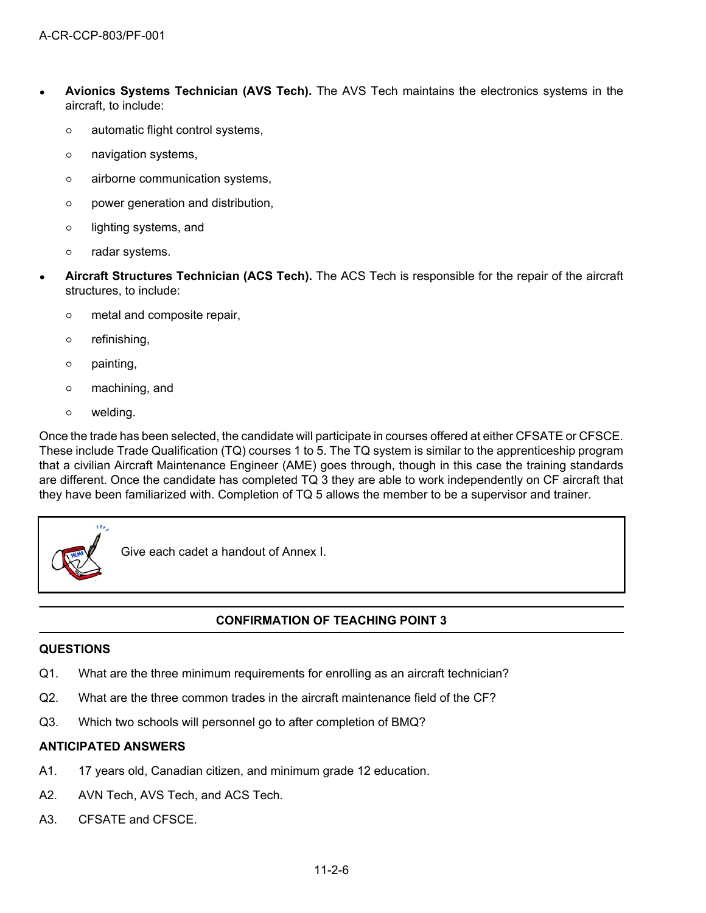- **Avionics Systems Technician (AVS Tech).** The AVS Tech maintains the electronics systems in the aircraft, to include:
  - automatic flight control systems,
  - navigation systems,
  - airborne communication systems,
  - power generation and distribution,
  - lighting systems, and
  - radar systems.
- **Aircraft Structures Technician (ACS Tech).** The ACS Tech is responsible for the repair of the aircraft structures, to include:
  - metal and composite repair,
  - refinishing,
  - painting,
  - machining, and
  - welding.

Once the trade has been selected, the candidate will participate in courses offered at either CFSATE or CFSCE. These include Trade Qualification (TQ) courses 1 to 5. The TQ system is similar to the apprenticeship program that a civilian Aircraft Maintenance Engineer (AME) goes through, though in this case the training standards are different. Once the candidate has completed TQ 3 they are able to work independently on CF aircraft that they have been familiarized with. Completion of TQ 5 allows the member to be a supervisor and trainer.

> Give each cadet a handout of Annex I.

## CONFIRMATION OF TEACHING POINT 3

### QUESTIONS

Q1. What are the three minimum requirements for enrolling as an aircraft technician?

Q2. What are the three common trades in the aircraft maintenance field of the CF?

Q3. Which two schools will personnel go to after completion of BMQ?

### ANTICIPATED ANSWERS

A1. 17 years old, Canadian citizen, and minimum grade 12 education.

A2. AVN Tech, AVS Tech, and ACS Tech.

A3. CFSATE and CFSCE.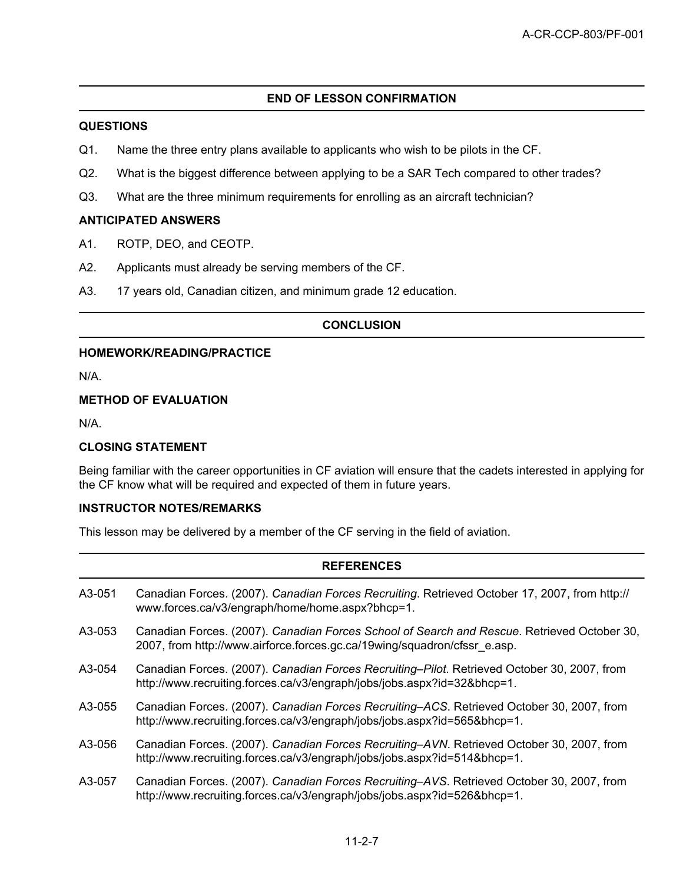## END OF LESSON CONFIRMATION

### QUESTIONS

Q1. Name the three entry plans available to applicants who wish to be pilots in the CF.

Q2. What is the biggest difference between applying to be a SAR Tech compared to other trades?

Q3. What are the three minimum requirements for enrolling as an aircraft technician?

### ANTICIPATED ANSWERS

A1. ROTP, DEO, and CEOTP.

A2. Applicants must already be serving members of the CF.

A3. 17 years old, Canadian citizen, and minimum grade 12 education.

## CONCLUSION

### HOMEWORK/READING/PRACTICE

N/A.

### METHOD OF EVALUATION

N/A.

### CLOSING STATEMENT

Being familiar with the career opportunities in CF aviation will ensure that the cadets interested in applying for the CF know what will be required and expected of them in future years.

### INSTRUCTOR NOTES/REMARKS

This lesson may be delivered by a member of the CF serving in the field of aviation.

## REFERENCES

A3-051 Canadian Forces. (2007). *Canadian Forces Recruiting*. Retrieved October 17, 2007, from http://www.forces.ca/v3/engraph/home/home.aspx?bhcp=1.

A3-053 Canadian Forces. (2007). *Canadian Forces School of Search and Rescue*. Retrieved October 30, 2007, from http://www.airforce.forces.gc.ca/19wing/squadron/cfssr_e.asp.

A3-054 Canadian Forces. (2007). *Canadian Forces Recruiting–Pilot*. Retrieved October 30, 2007, from http://www.recruiting.forces.ca/v3/engraph/jobs/jobs.aspx?id=32&bhcp=1.

A3-055 Canadian Forces. (2007). *Canadian Forces Recruiting–ACS*. Retrieved October 30, 2007, from http://www.recruiting.forces.ca/v3/engraph/jobs/jobs.aspx?id=565&bhcp=1.

A3-056 Canadian Forces. (2007). *Canadian Forces Recruiting–AVN*. Retrieved October 30, 2007, from http://www.recruiting.forces.ca/v3/engraph/jobs/jobs.aspx?id=514&bhcp=1.

A3-057 Canadian Forces. (2007). *Canadian Forces Recruiting–AVS*. Retrieved October 30, 2007, from http://www.recruiting.forces.ca/v3/engraph/jobs/jobs.aspx?id=526&bhcp=1.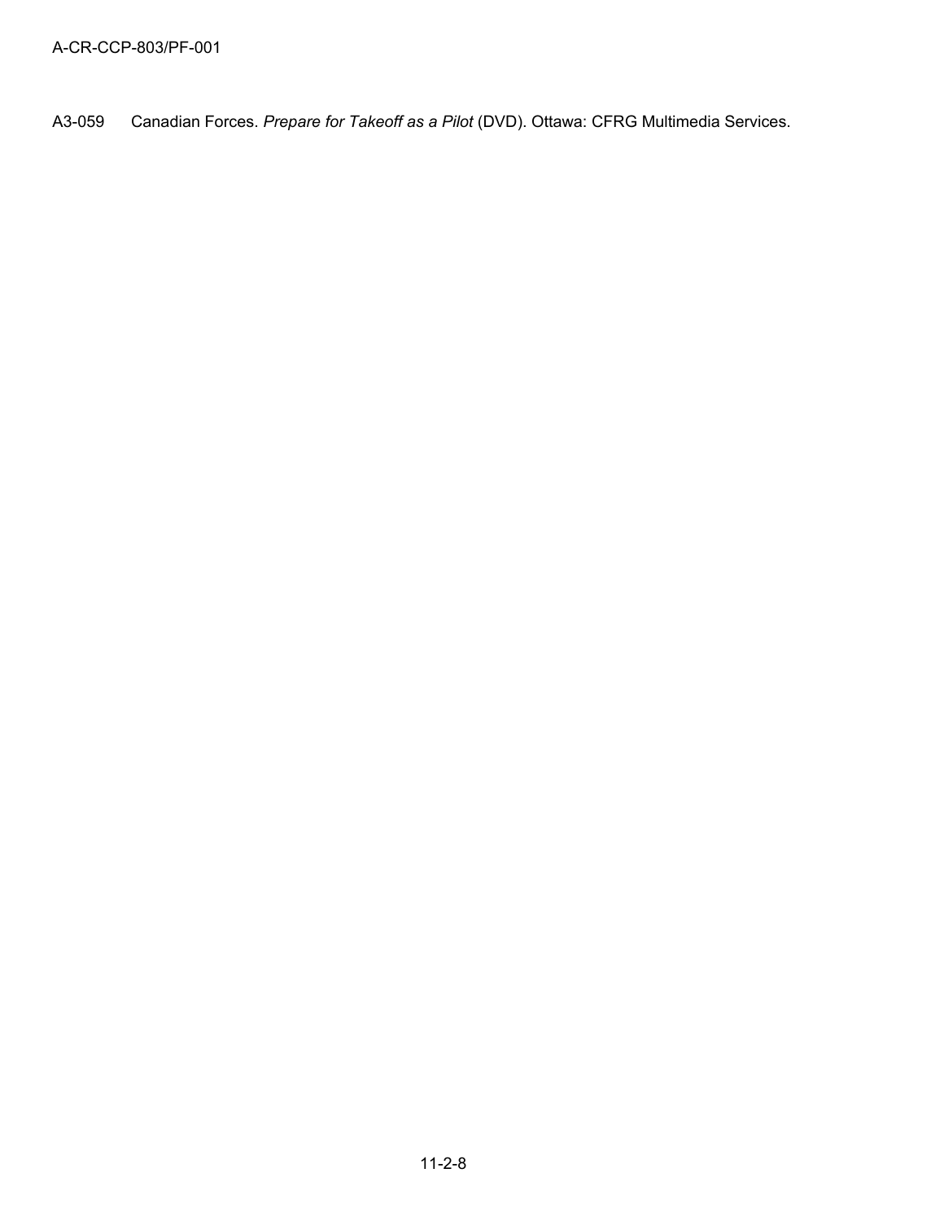A3-059 Canadian Forces. *Prepare for Takeoff as a Pilot* (DVD). Ottawa: CFRG Multimedia Services.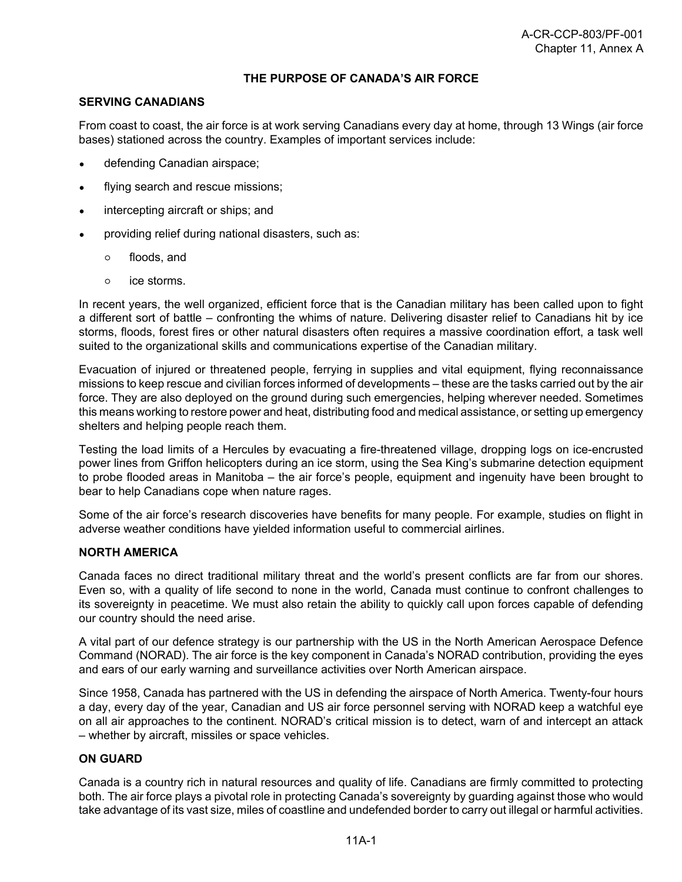# THE PURPOSE OF CANADA'S AIR FORCE

## SERVING CANADIANS

From coast to coast, the air force is at work serving Canadians every day at home, through 13 Wings (air force bases) stationed across the country. Examples of important services include:

- defending Canadian airspace;
- flying search and rescue missions;
- intercepting aircraft or ships; and
- providing relief during national disasters, such as:
  - floods, and
  - ice storms.

In recent years, the well organized, efficient force that is the Canadian military has been called upon to fight a different sort of battle – confronting the whims of nature. Delivering disaster relief to Canadians hit by ice storms, floods, forest fires or other natural disasters often requires a massive coordination effort, a task well suited to the organizational skills and communications expertise of the Canadian military.

Evacuation of injured or threatened people, ferrying in supplies and vital equipment, flying reconnaissance missions to keep rescue and civilian forces informed of developments – these are the tasks carried out by the air force. They are also deployed on the ground during such emergencies, helping wherever needed. Sometimes this means working to restore power and heat, distributing food and medical assistance, or setting up emergency shelters and helping people reach them.

Testing the load limits of a Hercules by evacuating a fire-threatened village, dropping logs on ice-encrusted power lines from Griffon helicopters during an ice storm, using the Sea King's submarine detection equipment to probe flooded areas in Manitoba – the air force's people, equipment and ingenuity have been brought to bear to help Canadians cope when nature rages.

Some of the air force's research discoveries have benefits for many people. For example, studies on flight in adverse weather conditions have yielded information useful to commercial airlines.

## NORTH AMERICA

Canada faces no direct traditional military threat and the world's present conflicts are far from our shores. Even so, with a quality of life second to none in the world, Canada must continue to confront challenges to its sovereignty in peacetime. We must also retain the ability to quickly call upon forces capable of defending our country should the need arise.

A vital part of our defence strategy is our partnership with the US in the North American Aerospace Defence Command (NORAD). The air force is the key component in Canada's NORAD contribution, providing the eyes and ears of our early warning and surveillance activities over North American airspace.

Since 1958, Canada has partnered with the US in defending the airspace of North America. Twenty-four hours a day, every day of the year, Canadian and US air force personnel serving with NORAD keep a watchful eye on all air approaches to the continent. NORAD's critical mission is to detect, warn of and intercept an attack – whether by aircraft, missiles or space vehicles.

## ON GUARD

Canada is a country rich in natural resources and quality of life. Canadians are firmly committed to protecting both. The air force plays a pivotal role in protecting Canada's sovereignty by guarding against those who would take advantage of its vast size, miles of coastline and undefended border to carry out illegal or harmful activities.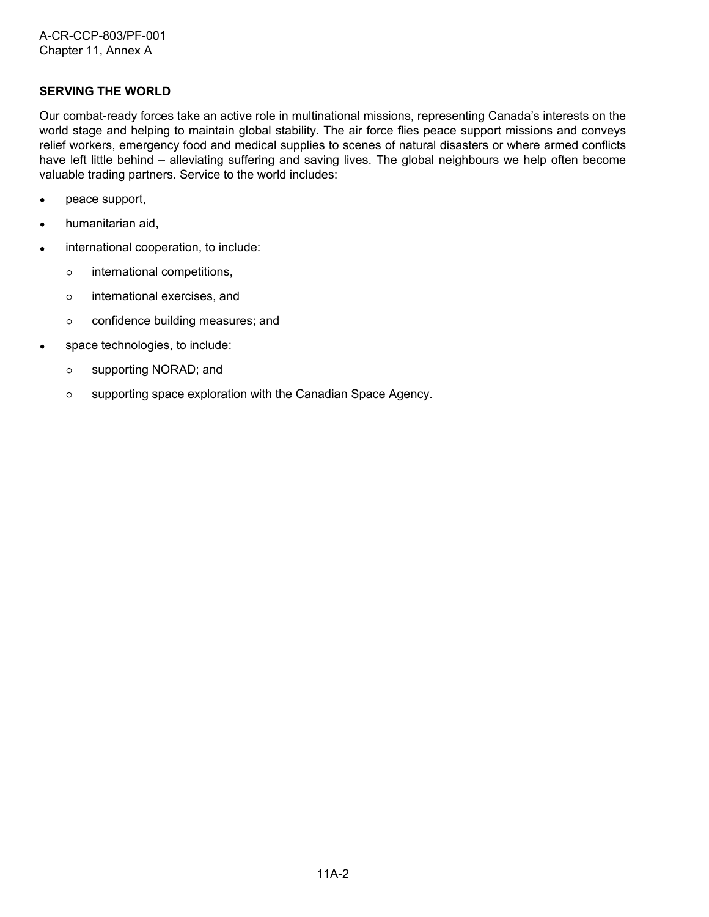**SERVING THE WORLD**

Our combat-ready forces take an active role in multinational missions, representing Canada's interests on the world stage and helping to maintain global stability. The air force flies peace support missions and conveys relief workers, emergency food and medical supplies to scenes of natural disasters or where armed conflicts have left little behind – alleviating suffering and saving lives. The global neighbours we help often become valuable trading partners. Service to the world includes:

- peace support,
- humanitarian aid,
- international cooperation, to include:
  - international competitions,
  - international exercises, and
  - confidence building measures; and
- space technologies, to include:
  - supporting NORAD; and
  - supporting space exploration with the Canadian Space Agency.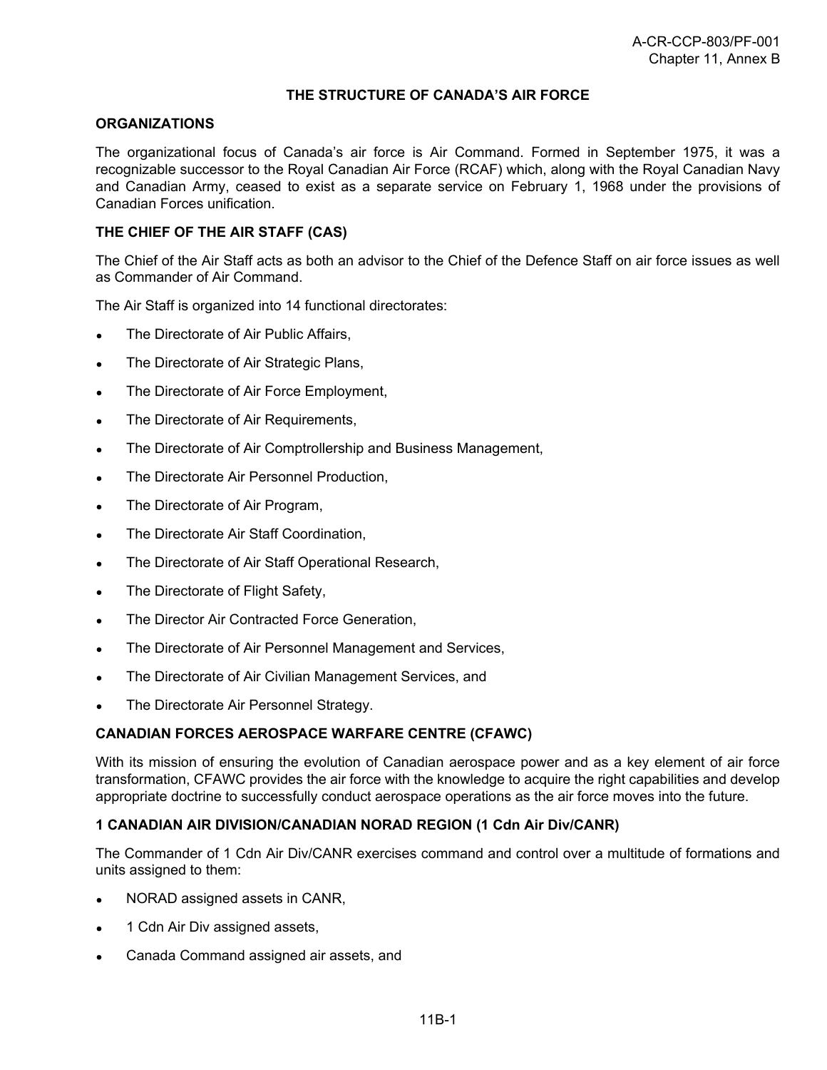# THE STRUCTURE OF CANADA'S AIR FORCE

## ORGANIZATIONS

The organizational focus of Canada's air force is Air Command. Formed in September 1975, it was a recognizable successor to the Royal Canadian Air Force (RCAF) which, along with the Royal Canadian Navy and Canadian Army, ceased to exist as a separate service on February 1, 1968 under the provisions of Canadian Forces unification.

## THE CHIEF OF THE AIR STAFF (CAS)

The Chief of the Air Staff acts as both an advisor to the Chief of the Defence Staff on air force issues as well as Commander of Air Command.

The Air Staff is organized into 14 functional directorates:

- The Directorate of Air Public Affairs,
- The Directorate of Air Strategic Plans,
- The Directorate of Air Force Employment,
- The Directorate of Air Requirements,
- The Directorate of Air Comptrollership and Business Management,
- The Directorate Air Personnel Production,
- The Directorate of Air Program,
- The Directorate Air Staff Coordination,
- The Directorate of Air Staff Operational Research,
- The Directorate of Flight Safety,
- The Director Air Contracted Force Generation,
- The Directorate of Air Personnel Management and Services,
- The Directorate of Air Civilian Management Services, and
- The Directorate Air Personnel Strategy.

## CANADIAN FORCES AEROSPACE WARFARE CENTRE (CFAWC)

With its mission of ensuring the evolution of Canadian aerospace power and as a key element of air force transformation, CFAWC provides the air force with the knowledge to acquire the right capabilities and develop appropriate doctrine to successfully conduct aerospace operations as the air force moves into the future.

## 1 CANADIAN AIR DIVISION/CANADIAN NORAD REGION (1 Cdn Air Div/CANR)

The Commander of 1 Cdn Air Div/CANR exercises command and control over a multitude of formations and units assigned to them:

- NORAD assigned assets in CANR,
- 1 Cdn Air Div assigned assets,
- Canada Command assigned air assets, and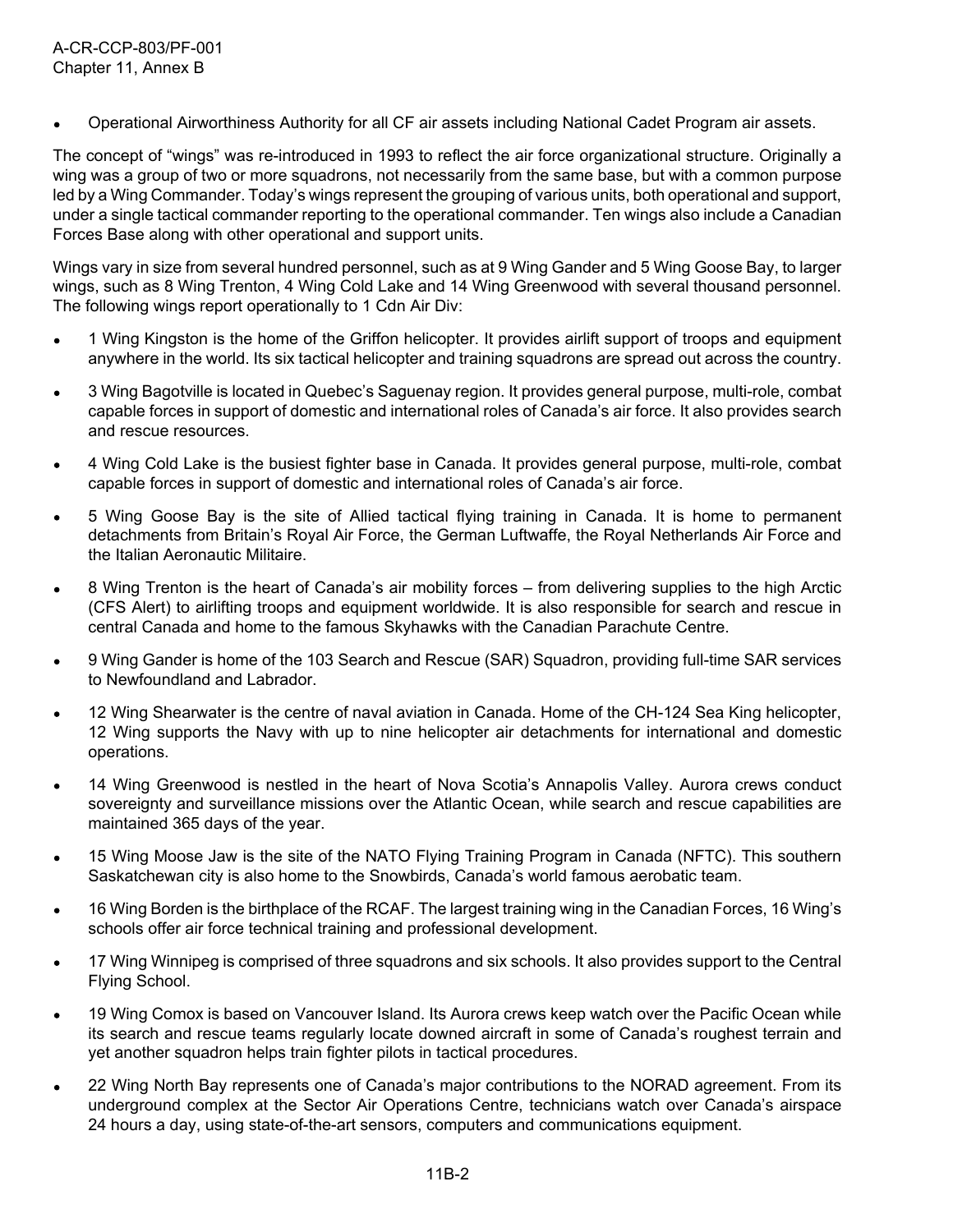- Operational Airworthiness Authority for all CF air assets including National Cadet Program air assets.

The concept of "wings" was re-introduced in 1993 to reflect the air force organizational structure. Originally a wing was a group of two or more squadrons, not necessarily from the same base, but with a common purpose led by a Wing Commander. Today's wings represent the grouping of various units, both operational and support, under a single tactical commander reporting to the operational commander. Ten wings also include a Canadian Forces Base along with other operational and support units.

Wings vary in size from several hundred personnel, such as at 9 Wing Gander and 5 Wing Goose Bay, to larger wings, such as 8 Wing Trenton, 4 Wing Cold Lake and 14 Wing Greenwood with several thousand personnel. The following wings report operationally to 1 Cdn Air Div:

- 1 Wing Kingston is the home of the Griffon helicopter. It provides airlift support of troops and equipment anywhere in the world. Its six tactical helicopter and training squadrons are spread out across the country.
- 3 Wing Bagotville is located in Quebec's Saguenay region. It provides general purpose, multi-role, combat capable forces in support of domestic and international roles of Canada's air force. It also provides search and rescue resources.
- 4 Wing Cold Lake is the busiest fighter base in Canada. It provides general purpose, multi-role, combat capable forces in support of domestic and international roles of Canada's air force.
- 5 Wing Goose Bay is the site of Allied tactical flying training in Canada. It is home to permanent detachments from Britain's Royal Air Force, the German Luftwaffe, the Royal Netherlands Air Force and the Italian Aeronautic Militaire.
- 8 Wing Trenton is the heart of Canada's air mobility forces – from delivering supplies to the high Arctic (CFS Alert) to airlifting troops and equipment worldwide. It is also responsible for search and rescue in central Canada and home to the famous Skyhawks with the Canadian Parachute Centre.
- 9 Wing Gander is home of the 103 Search and Rescue (SAR) Squadron, providing full-time SAR services to Newfoundland and Labrador.
- 12 Wing Shearwater is the centre of naval aviation in Canada. Home of the CH-124 Sea King helicopter, 12 Wing supports the Navy with up to nine helicopter air detachments for international and domestic operations.
- 14 Wing Greenwood is nestled in the heart of Nova Scotia's Annapolis Valley. Aurora crews conduct sovereignty and surveillance missions over the Atlantic Ocean, while search and rescue capabilities are maintained 365 days of the year.
- 15 Wing Moose Jaw is the site of the NATO Flying Training Program in Canada (NFTC). This southern Saskatchewan city is also home to the Snowbirds, Canada's world famous aerobatic team.
- 16 Wing Borden is the birthplace of the RCAF. The largest training wing in the Canadian Forces, 16 Wing's schools offer air force technical training and professional development.
- 17 Wing Winnipeg is comprised of three squadrons and six schools. It also provides support to the Central Flying School.
- 19 Wing Comox is based on Vancouver Island. Its Aurora crews keep watch over the Pacific Ocean while its search and rescue teams regularly locate downed aircraft in some of Canada's roughest terrain and yet another squadron helps train fighter pilots in tactical procedures.
- 22 Wing North Bay represents one of Canada's major contributions to the NORAD agreement. From its underground complex at the Sector Air Operations Centre, technicians watch over Canada's airspace 24 hours a day, using state-of-the-art sensors, computers and communications equipment.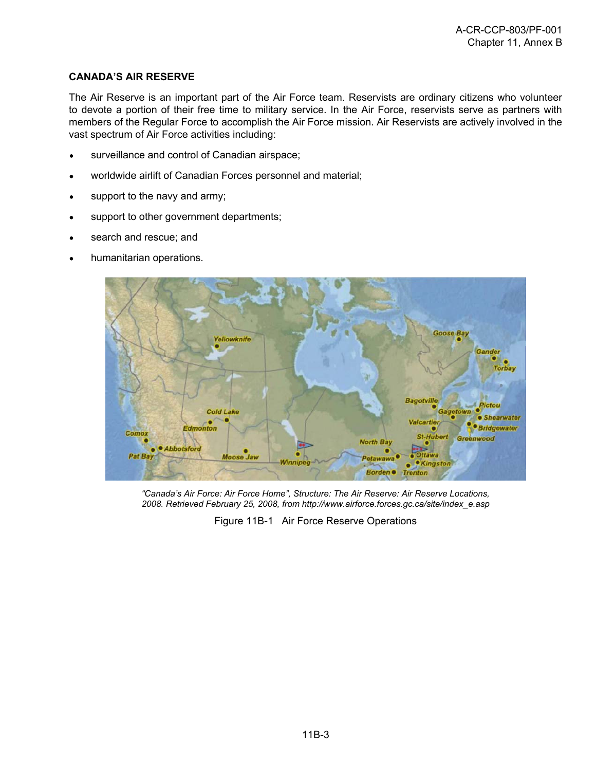## CANADA'S AIR RESERVE

The Air Reserve is an important part of the Air Force team. Reservists are ordinary citizens who volunteer to devote a portion of their free time to military service. In the Air Force, reservists serve as partners with members of the Regular Force to accomplish the Air Force mission. Air Reservists are actively involved in the vast spectrum of Air Force activities including:

- surveillance and control of Canadian airspace;
- worldwide airlift of Canadian Forces personnel and material;
- support to the navy and army;
- support to other government departments;
- search and rescue; and
- humanitarian operations.

*"Canada's Air Force: Air Force Home", Structure: The Air Reserve: Air Reserve Locations, 2008. Retrieved February 25, 2008, from http://www.airforce.forces.gc.ca/site/index_e.asp*

Figure 11B-1 Air Force Reserve Operations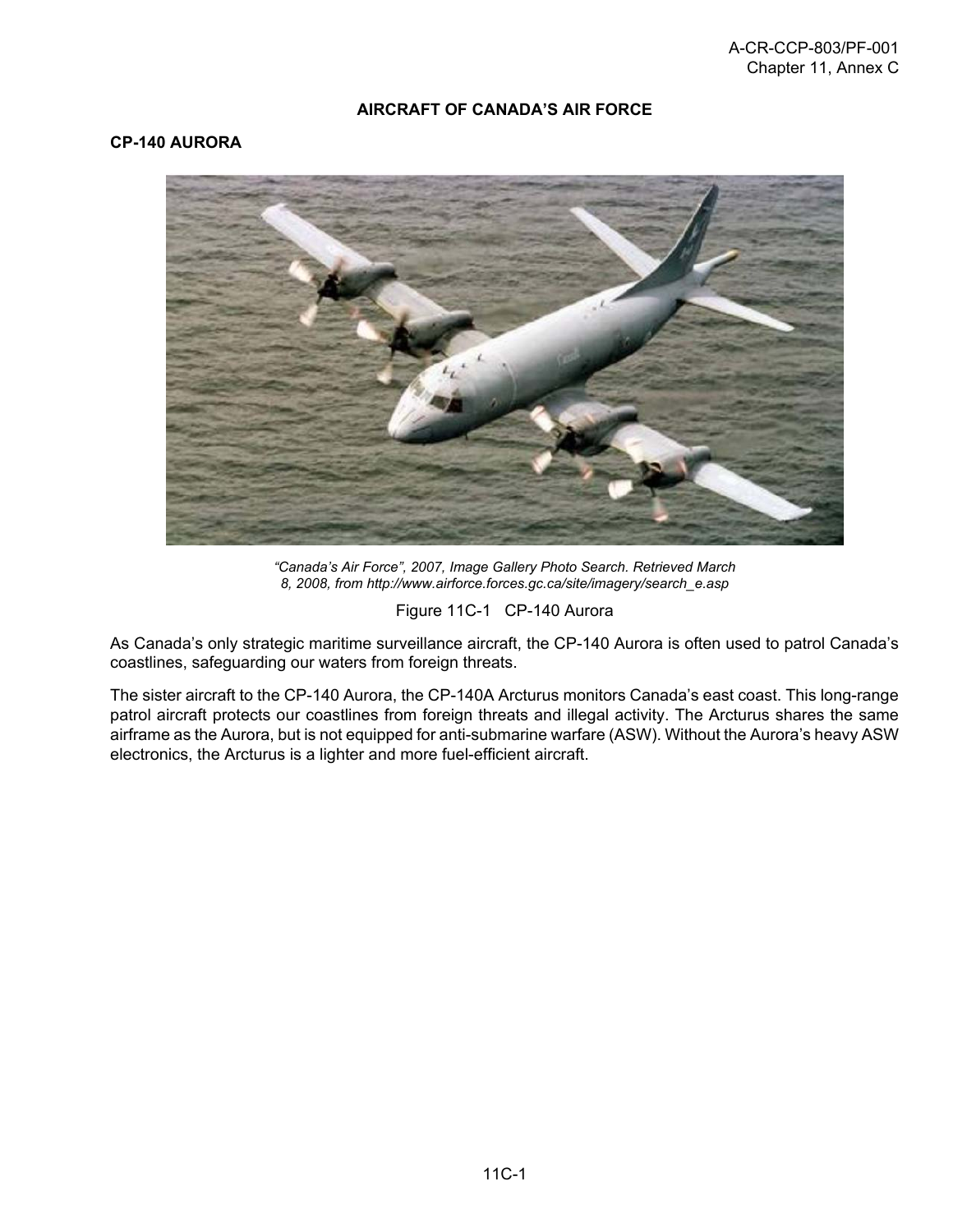# AIRCRAFT OF CANADA'S AIR FORCE

## CP-140 AURORA

*"Canada's Air Force", 2007, Image Gallery Photo Search. Retrieved March 8, 2008, from http://www.airforce.forces.gc.ca/site/imagery/search_e.asp*

Figure 11C-1 CP-140 Aurora

As Canada's only strategic maritime surveillance aircraft, the CP-140 Aurora is often used to patrol Canada's coastlines, safeguarding our waters from foreign threats.

The sister aircraft to the CP-140 Aurora, the CP-140A Arcturus monitors Canada's east coast. This long-range patrol aircraft protects our coastlines from foreign threats and illegal activity. The Arcturus shares the same airframe as the Aurora, but is not equipped for anti-submarine warfare (ASW). Without the Aurora's heavy ASW electronics, the Arcturus is a lighter and more fuel-efficient aircraft.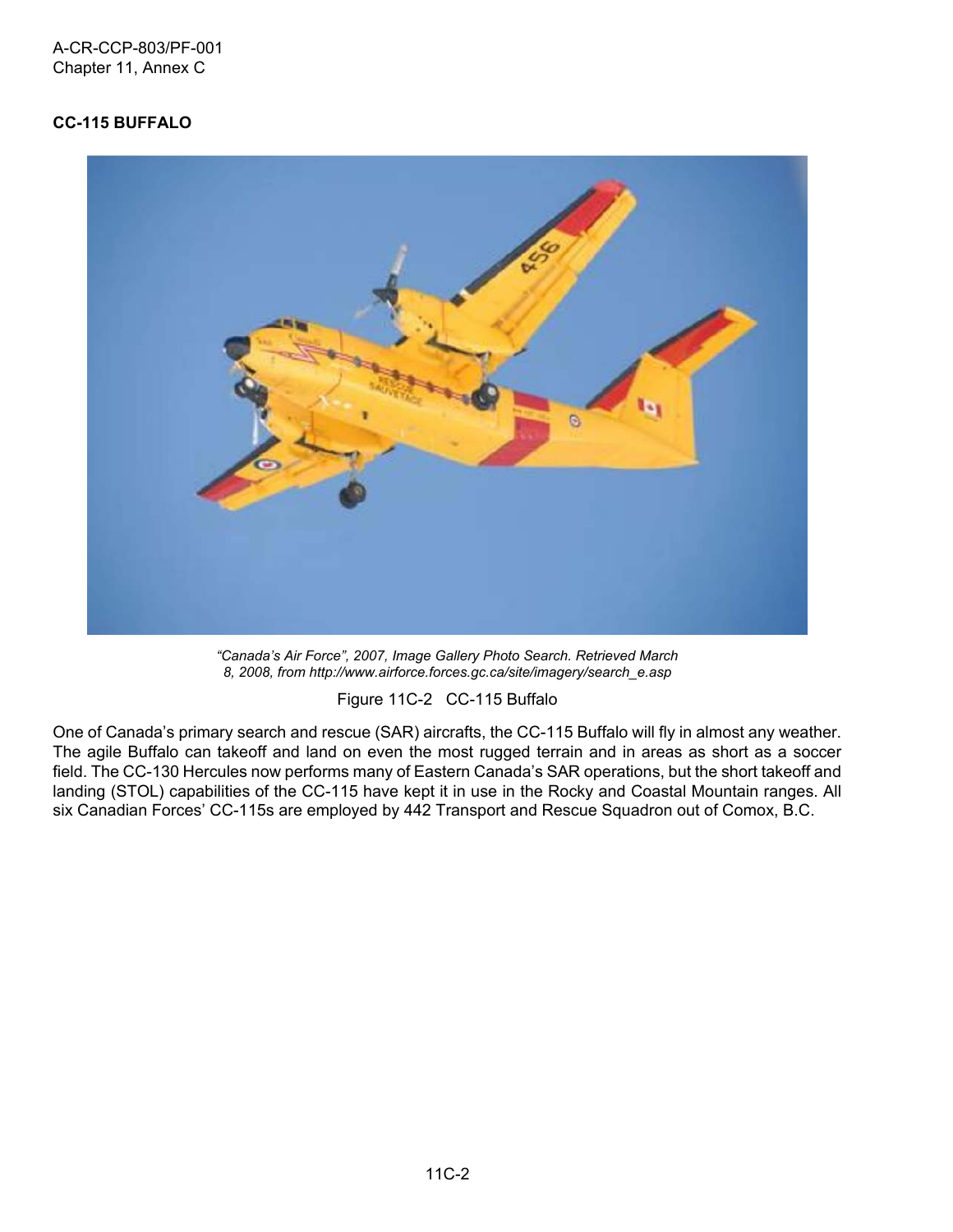**CC-115 BUFFALO**

*"Canada's Air Force", 2007, Image Gallery Photo Search. Retrieved March 8, 2008, from http://www.airforce.forces.gc.ca/site/imagery/search_e.asp*

Figure 11C-2 CC-115 Buffalo

One of Canada's primary search and rescue (SAR) aircrafts, the CC-115 Buffalo will fly in almost any weather. The agile Buffalo can takeoff and land on even the most rugged terrain and in areas as short as a soccer field. The CC-130 Hercules now performs many of Eastern Canada's SAR operations, but the short takeoff and landing (STOL) capabilities of the CC-115 have kept it in use in the Rocky and Coastal Mountain ranges. All six Canadian Forces' CC-115s are employed by 442 Transport and Rescue Squadron out of Comox, B.C.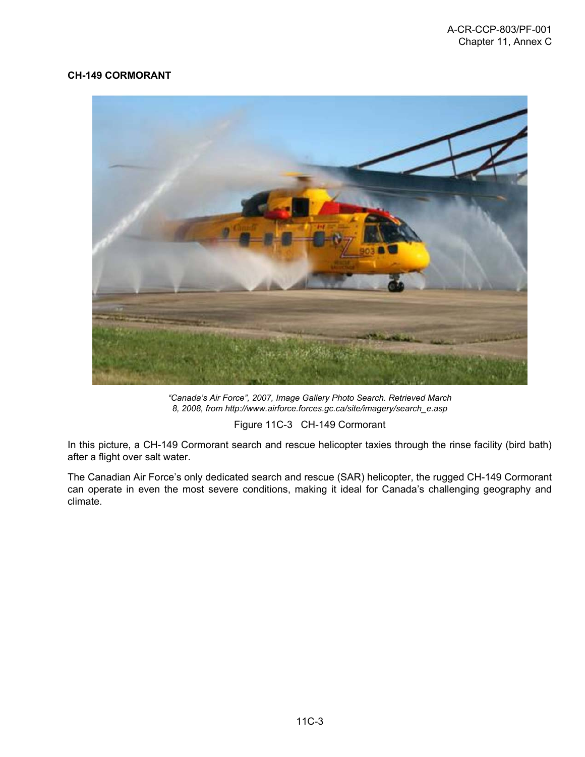## CH-149 CORMORANT

*"Canada's Air Force", 2007, Image Gallery Photo Search. Retrieved March 8, 2008, from http://www.airforce.forces.gc.ca/site/imagery/search_e.asp*

Figure 11C-3 CH-149 Cormorant

In this picture, a CH-149 Cormorant search and rescue helicopter taxies through the rinse facility (bird bath) after a flight over salt water.

The Canadian Air Force's only dedicated search and rescue (SAR) helicopter, the rugged CH-149 Cormorant can operate in even the most severe conditions, making it ideal for Canada's challenging geography and climate.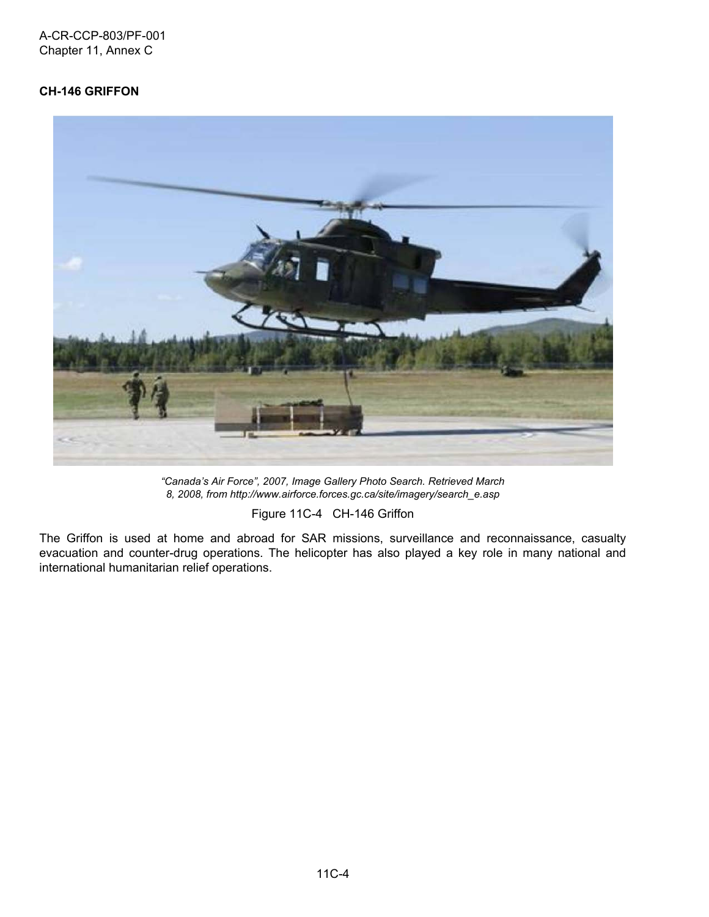**CH-146 GRIFFON**

*"Canada's Air Force", 2007, Image Gallery Photo Search. Retrieved March 8, 2008, from http://www.airforce.forces.gc.ca/site/imagery/search_e.asp*

Figure 11C-4 CH-146 Griffon

The Griffon is used at home and abroad for SAR missions, surveillance and reconnaissance, casualty evacuation and counter-drug operations. The helicopter has also played a key role in many national and international humanitarian relief operations.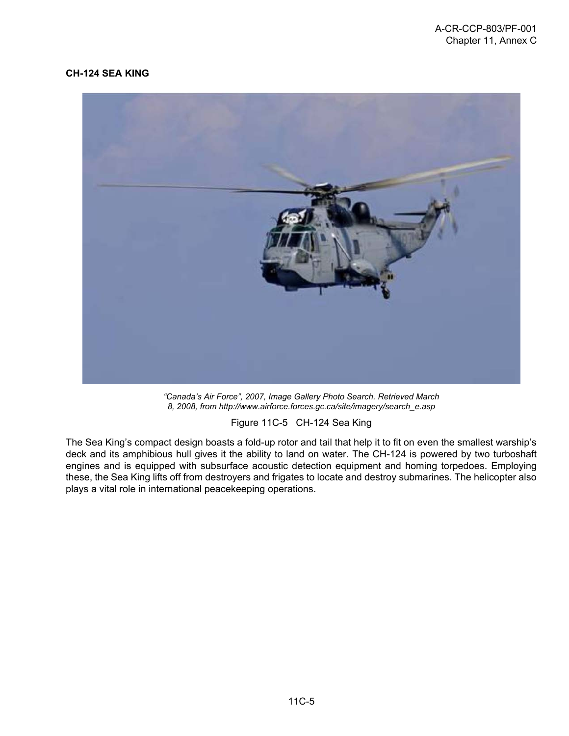**CH-124 SEA KING**

*"Canada's Air Force", 2007, Image Gallery Photo Search. Retrieved March 8, 2008, from http://www.airforce.forces.gc.ca/site/imagery/search_e.asp*

Figure 11C-5 CH-124 Sea King

The Sea King's compact design boasts a fold-up rotor and tail that help it to fit on even the smallest warship's deck and its amphibious hull gives it the ability to land on water. The CH-124 is powered by two turboshaft engines and is equipped with subsurface acoustic detection equipment and homing torpedoes. Employing these, the Sea King lifts off from destroyers and frigates to locate and destroy submarines. The helicopter also plays a vital role in international peacekeeping operations.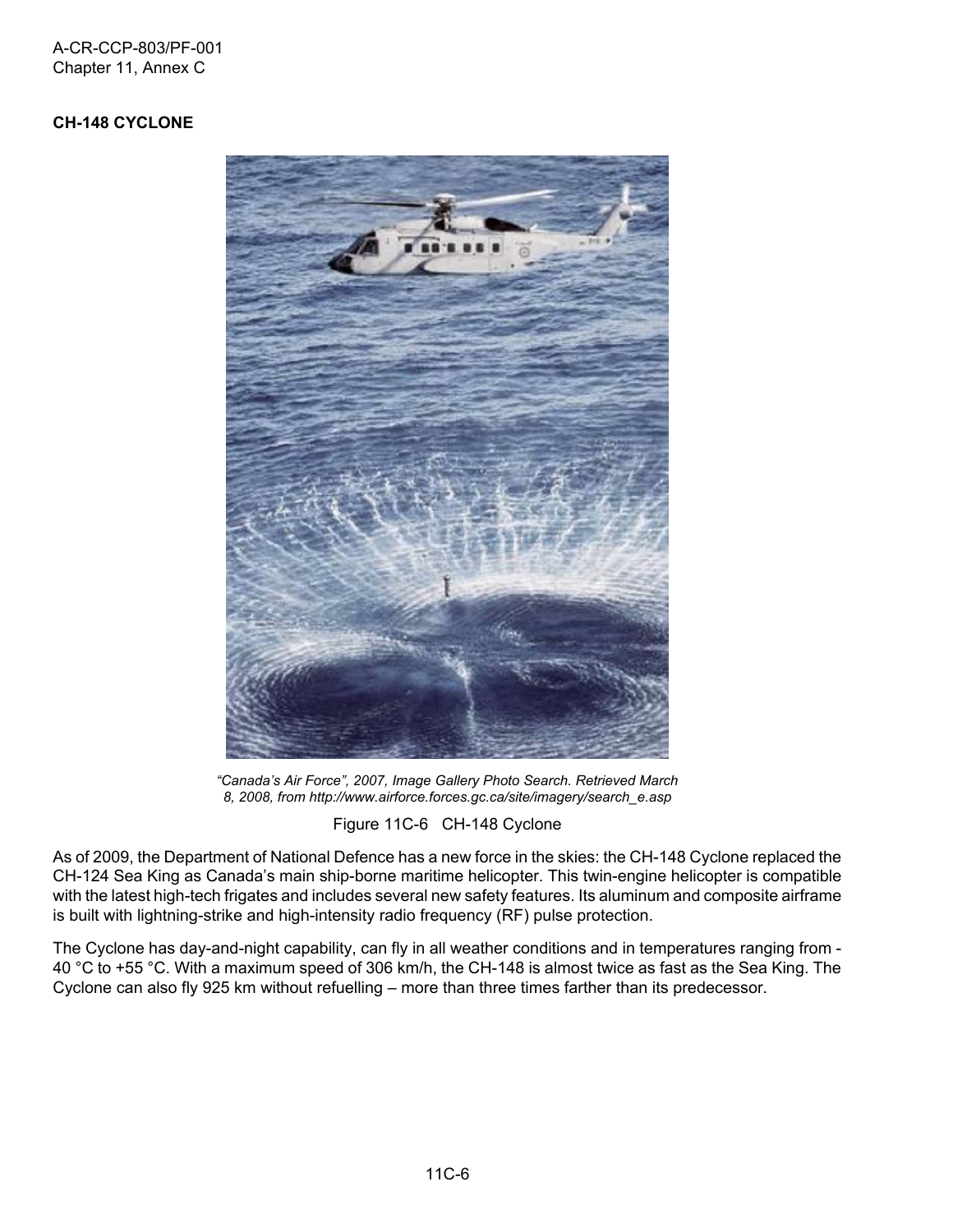**CH-148 CYCLONE**

*"Canada's Air Force", 2007, Image Gallery Photo Search. Retrieved March 8, 2008, from http://www.airforce.forces.gc.ca/site/imagery/search_e.asp*

Figure 11C-6 CH-148 Cyclone

As of 2009, the Department of National Defence has a new force in the skies: the CH-148 Cyclone replaced the CH-124 Sea King as Canada's main ship-borne maritime helicopter. This twin-engine helicopter is compatible with the latest high-tech frigates and includes several new safety features. Its aluminum and composite airframe is built with lightning-strike and high-intensity radio frequency (RF) pulse protection.

The Cyclone has day-and-night capability, can fly in all weather conditions and in temperatures ranging from -40 °C to +55 °C. With a maximum speed of 306 km/h, the CH-148 is almost twice as fast as the Sea King. The Cyclone can also fly 925 km without refuelling – more than three times farther than its predecessor.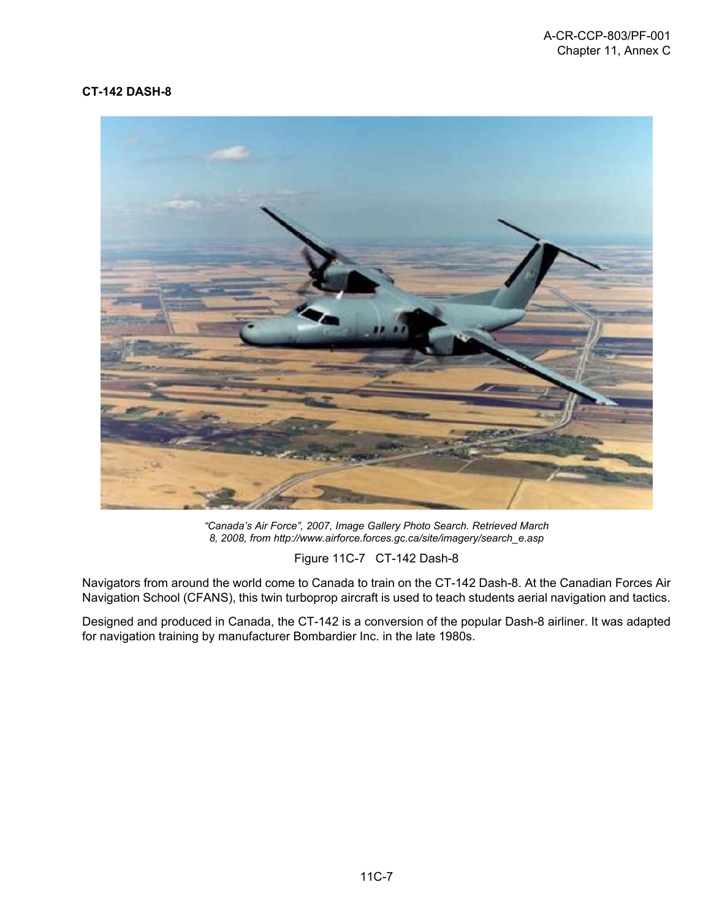**CT-142 DASH-8**

*“Canada’s Air Force”, 2007, Image Gallery Photo Search. Retrieved March 8, 2008, from http://www.airforce.forces.gc.ca/site/imagery/search_e.asp*

Figure 11C-7 CT-142 Dash-8

Navigators from around the world come to Canada to train on the CT-142 Dash-8. At the Canadian Forces Air Navigation School (CFANS), this twin turboprop aircraft is used to teach students aerial navigation and tactics.

Designed and produced in Canada, the CT-142 is a conversion of the popular Dash-8 airliner. It was adapted for navigation training by manufacturer Bombardier Inc. in the late 1980s.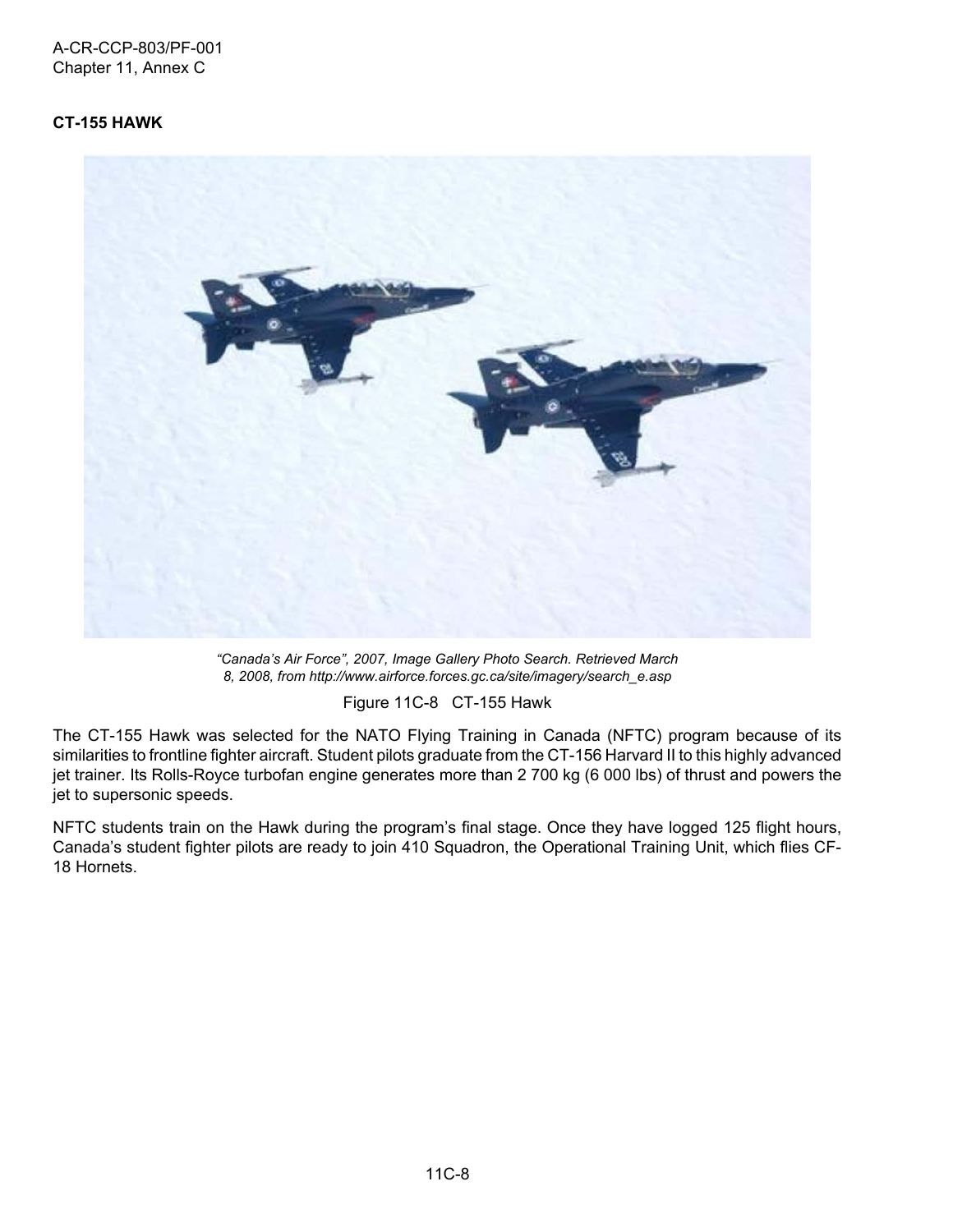**CT-155 HAWK**

*"Canada's Air Force", 2007, Image Gallery Photo Search. Retrieved March 8, 2008, from http://www.airforce.forces.gc.ca/site/imagery/search_e.asp*

Figure 11C-8 CT-155 Hawk

The CT-155 Hawk was selected for the NATO Flying Training in Canada (NFTC) program because of its similarities to frontline fighter aircraft. Student pilots graduate from the CT-156 Harvard II to this highly advanced jet trainer. Its Rolls-Royce turbofan engine generates more than 2 700 kg (6 000 lbs) of thrust and powers the jet to supersonic speeds.

NFTC students train on the Hawk during the program's final stage. Once they have logged 125 flight hours, Canada's student fighter pilots are ready to join 410 Squadron, the Operational Training Unit, which flies CF-18 Hornets.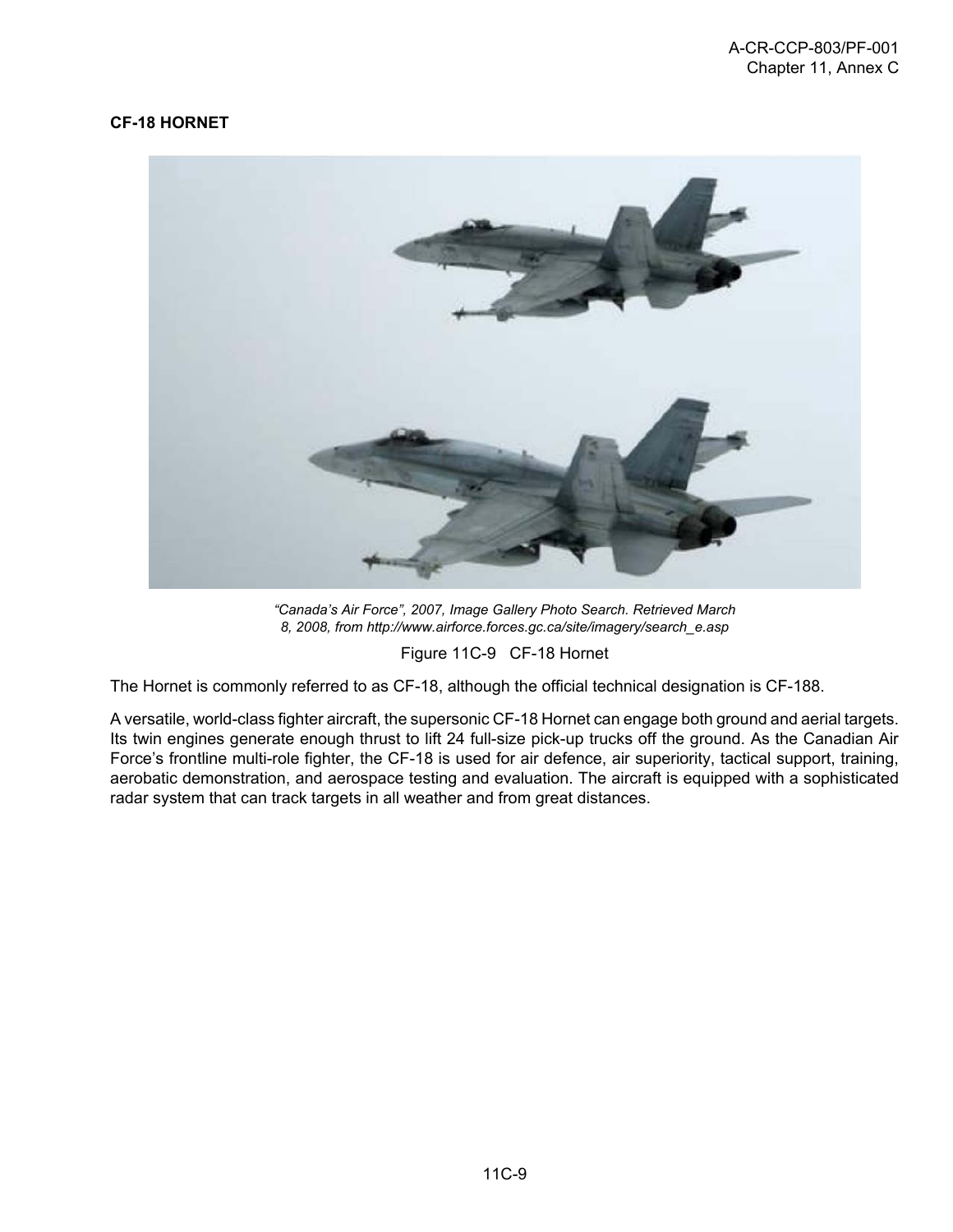**CF-18 HORNET**

*"Canada's Air Force", 2007, Image Gallery Photo Search. Retrieved March 8, 2008, from http://www.airforce.forces.gc.ca/site/imagery/search_e.asp*

Figure 11C-9 CF-18 Hornet

The Hornet is commonly referred to as CF-18, although the official technical designation is CF-188.

A versatile, world-class fighter aircraft, the supersonic CF-18 Hornet can engage both ground and aerial targets. Its twin engines generate enough thrust to lift 24 full-size pick-up trucks off the ground. As the Canadian Air Force's frontline multi-role fighter, the CF-18 is used for air defence, air superiority, tactical support, training, aerobatic demonstration, and aerospace testing and evaluation. The aircraft is equipped with a sophisticated radar system that can track targets in all weather and from great distances.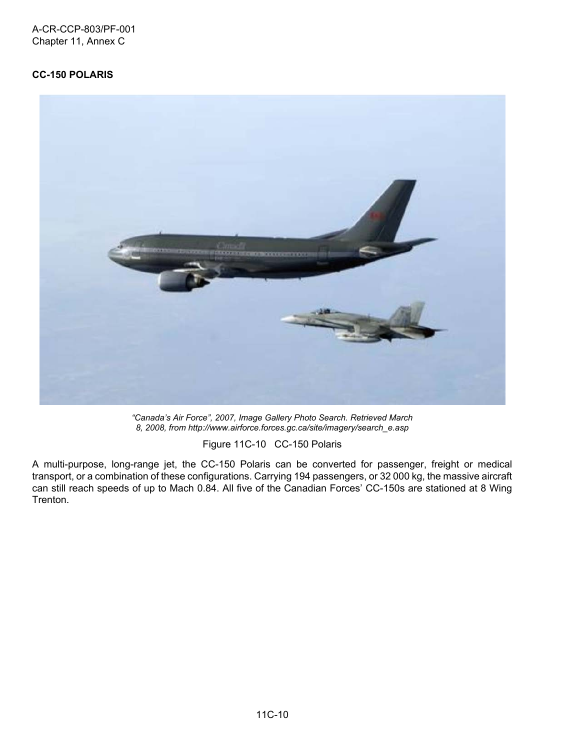**CC-150 POLARIS**

*"Canada's Air Force", 2007, Image Gallery Photo Search. Retrieved March 8, 2008, from http://www.airforce.forces.gc.ca/site/imagery/search_e.asp*

Figure 11C-10 CC-150 Polaris

A multi-purpose, long-range jet, the CC-150 Polaris can be converted for passenger, freight or medical transport, or a combination of these configurations. Carrying 194 passengers, or 32 000 kg, the massive aircraft can still reach speeds of up to Mach 0.84. All five of the Canadian Forces' CC-150s are stationed at 8 Wing Trenton.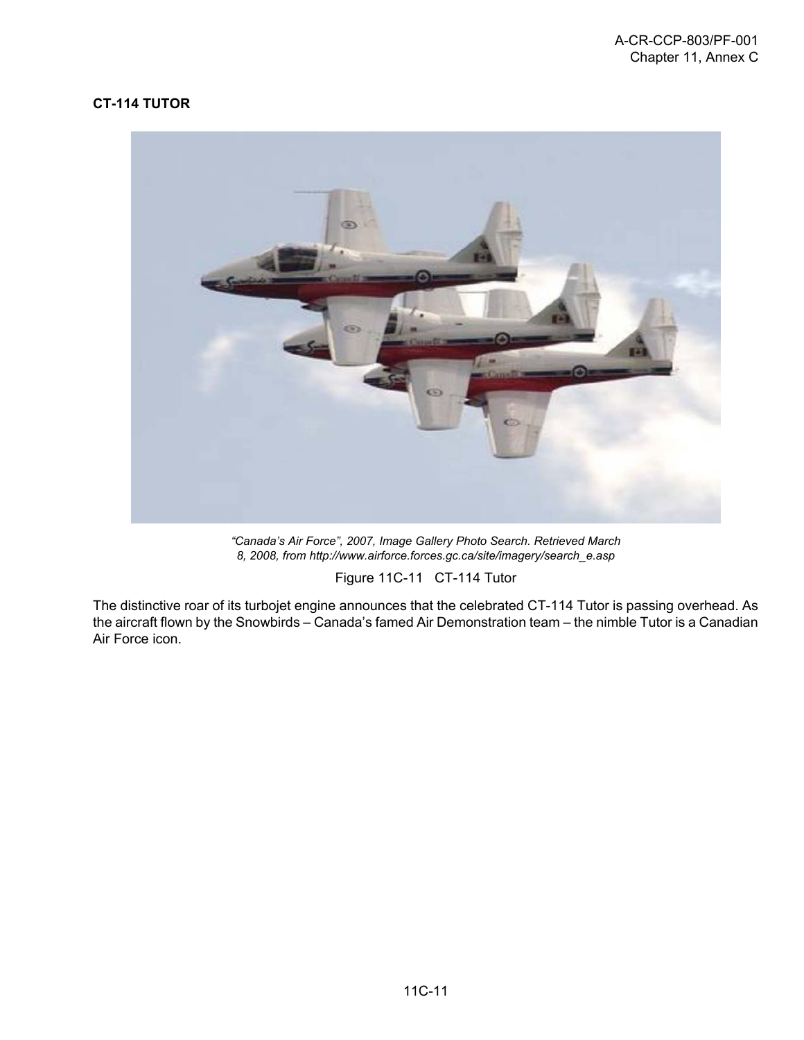**CT-114 TUTOR**

*"Canada's Air Force", 2007, Image Gallery Photo Search. Retrieved March 8, 2008, from http://www.airforce.forces.gc.ca/site/imagery/search_e.asp*

Figure 11C-11 CT-114 Tutor

The distinctive roar of its turbojet engine announces that the celebrated CT-114 Tutor is passing overhead. As the aircraft flown by the Snowbirds – Canada's famed Air Demonstration team – the nimble Tutor is a Canadian Air Force icon.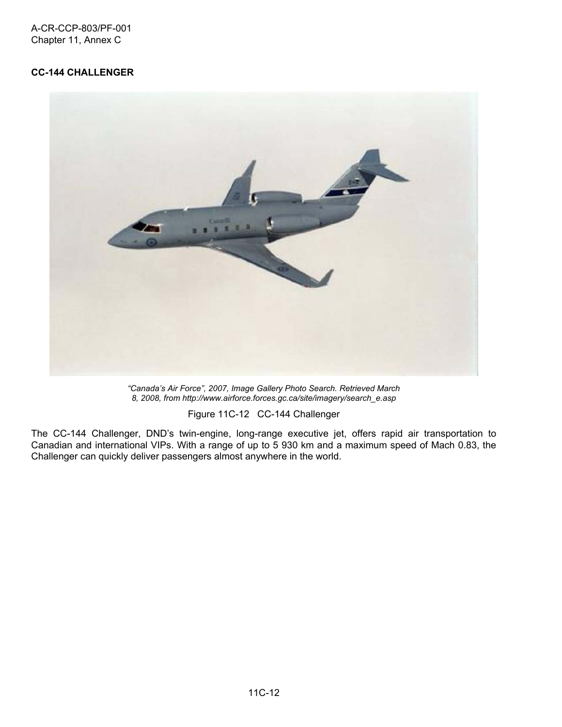**CC-144 CHALLENGER**

*"Canada's Air Force", 2007, Image Gallery Photo Search. Retrieved March 8, 2008, from http://www.airforce.forces.gc.ca/site/imagery/search_e.asp*

Figure 11C-12 CC-144 Challenger

The CC-144 Challenger, DND's twin-engine, long-range executive jet, offers rapid air transportation to Canadian and international VIPs. With a range of up to 5 930 km and a maximum speed of Mach 0.83, the Challenger can quickly deliver passengers almost anywhere in the world.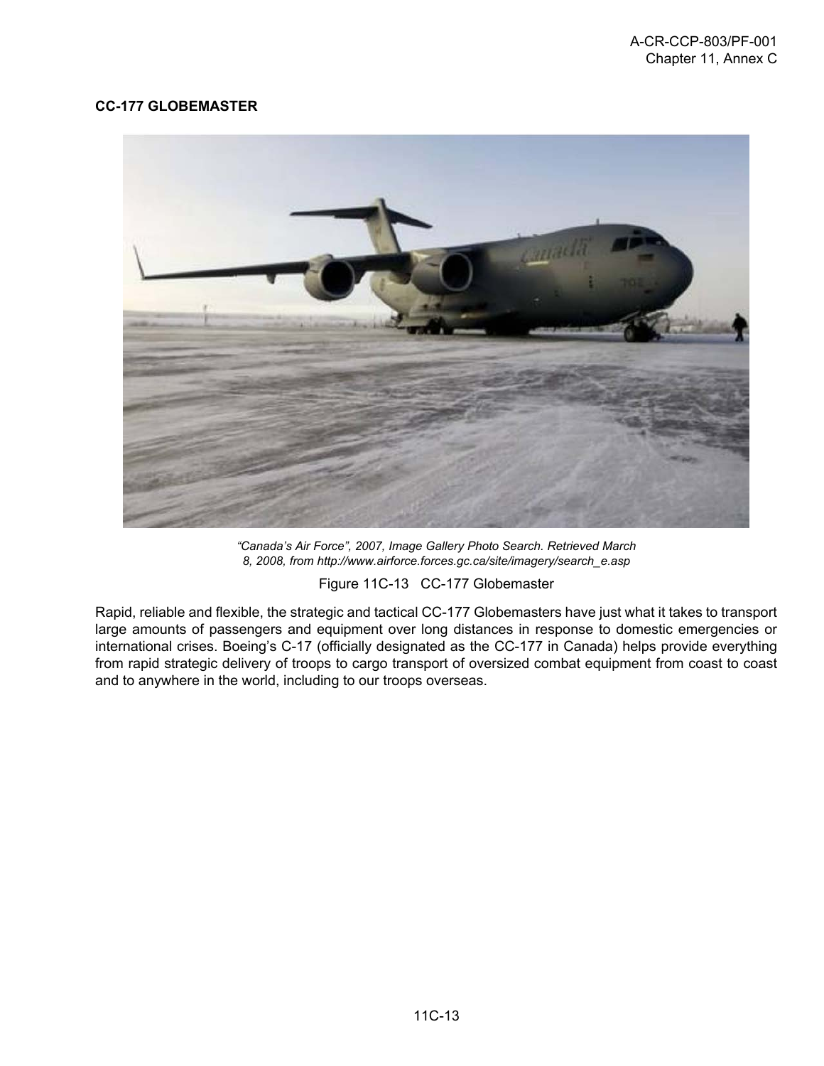**CC-177 GLOBEMASTER**

*"Canada's Air Force", 2007, Image Gallery Photo Search. Retrieved March 8, 2008, from http://www.airforce.forces.gc.ca/site/imagery/search_e.asp*

Figure 11C-13 CC-177 Globemaster

Rapid, reliable and flexible, the strategic and tactical CC-177 Globemasters have just what it takes to transport large amounts of passengers and equipment over long distances in response to domestic emergencies or international crises. Boeing's C-17 (officially designated as the CC-177 in Canada) helps provide everything from rapid strategic delivery of troops to cargo transport of oversized combat equipment from coast to coast and to anywhere in the world, including to our troops overseas.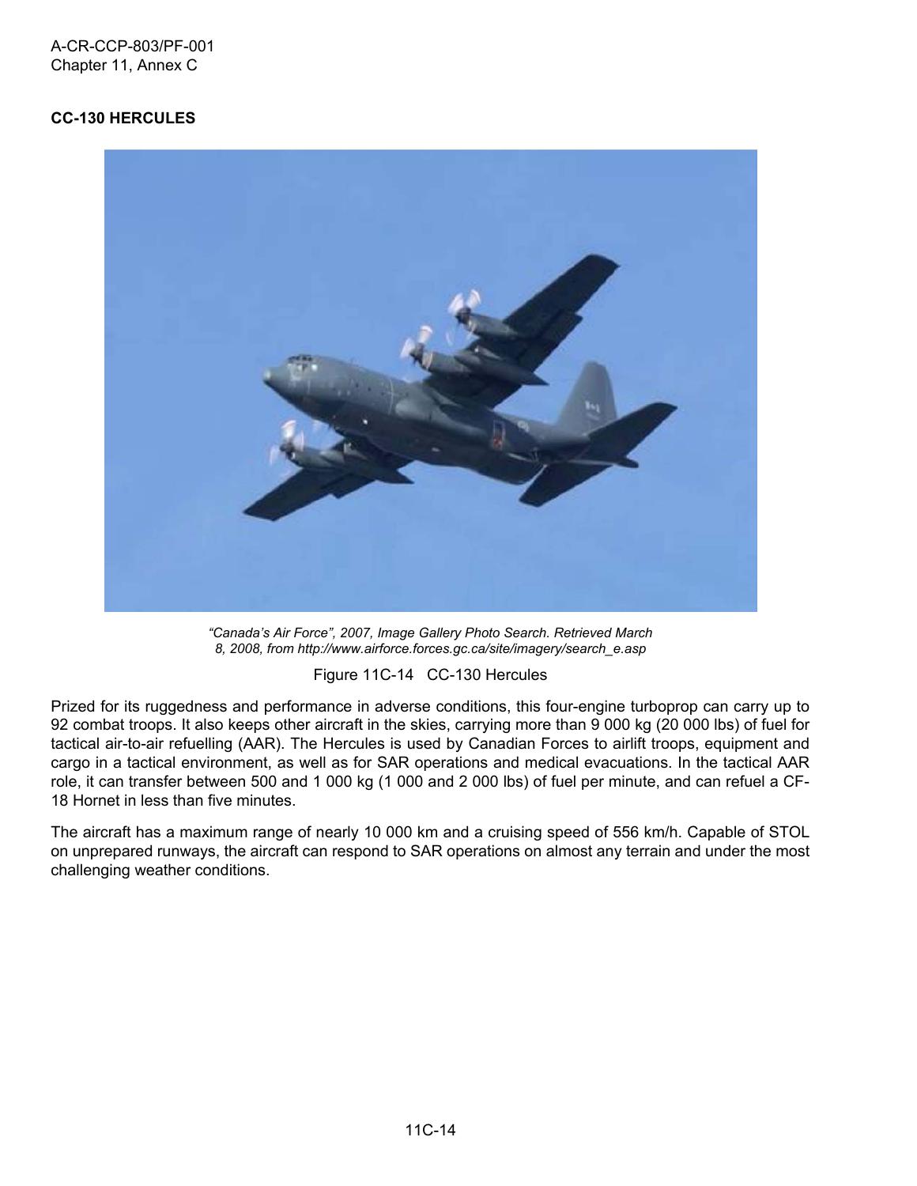**CC-130 HERCULES**

*"Canada's Air Force", 2007, Image Gallery Photo Search. Retrieved March 8, 2008, from http://www.airforce.forces.gc.ca/site/imagery/search_e.asp*

Figure 11C-14 CC-130 Hercules

Prized for its ruggedness and performance in adverse conditions, this four-engine turboprop can carry up to 92 combat troops. It also keeps other aircraft in the skies, carrying more than 9 000 kg (20 000 lbs) of fuel for tactical air-to-air refuelling (AAR). The Hercules is used by Canadian Forces to airlift troops, equipment and cargo in a tactical environment, as well as for SAR operations and medical evacuations. In the tactical AAR role, it can transfer between 500 and 1 000 kg (1 000 and 2 000 lbs) of fuel per minute, and can refuel a CF-18 Hornet in less than five minutes.

The aircraft has a maximum range of nearly 10 000 km and a cruising speed of 556 km/h. Capable of STOL on unprepared runways, the aircraft can respond to SAR operations on almost any terrain and under the most challenging weather conditions.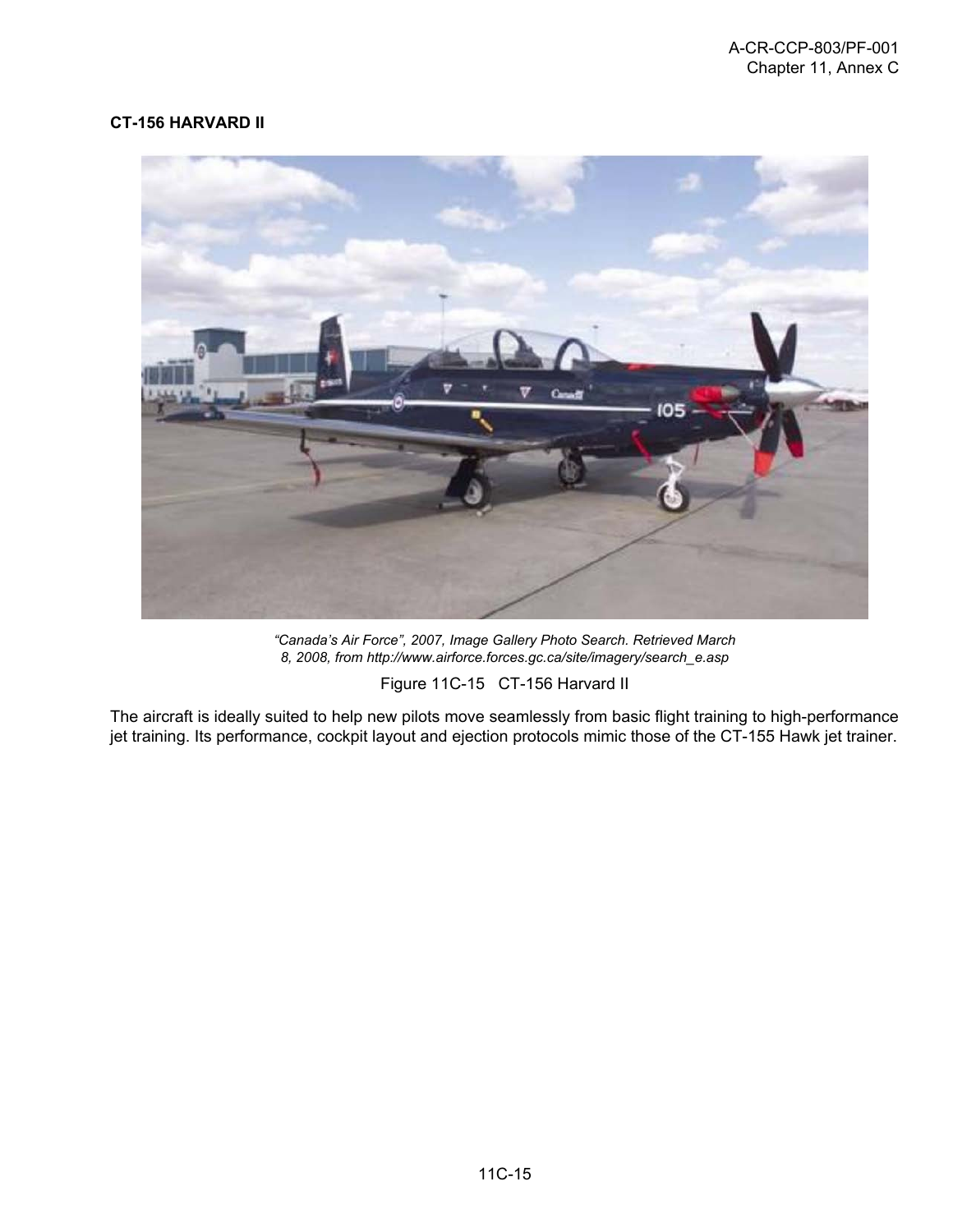**CT-156 HARVARD II**

*"Canada's Air Force", 2007, Image Gallery Photo Search. Retrieved March 8, 2008, from http://www.airforce.forces.gc.ca/site/imagery/search_e.asp*

Figure 11C-15 CT-156 Harvard II

The aircraft is ideally suited to help new pilots move seamlessly from basic flight training to high-performance jet training. Its performance, cockpit layout and ejection protocols mimic those of the CT-155 Hawk jet trainer.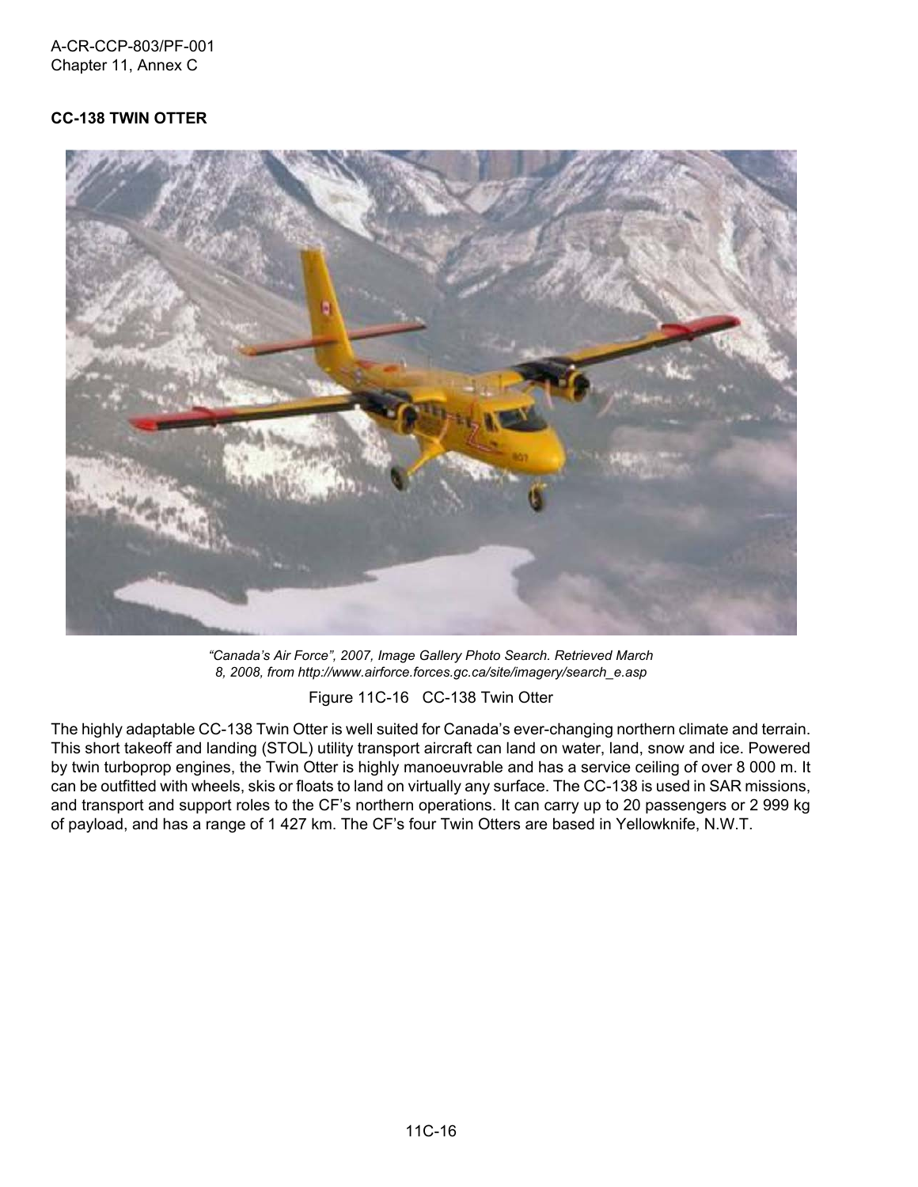### CC-138 TWIN OTTER

*"Canada's Air Force", 2007, Image Gallery Photo Search. Retrieved March 8, 2008, from http://www.airforce.forces.gc.ca/site/imagery/search_e.asp*

Figure 11C-16 CC-138 Twin Otter

The highly adaptable CC-138 Twin Otter is well suited for Canada's ever-changing northern climate and terrain. This short takeoff and landing (STOL) utility transport aircraft can land on water, land, snow and ice. Powered by twin turboprop engines, the Twin Otter is highly manoeuvrable and has a service ceiling of over 8 000 m. It can be outfitted with wheels, skis or floats to land on virtually any surface. The CC-138 is used in SAR missions, and transport and support roles to the CF's northern operations. It can carry up to 20 passengers or 2 999 kg of payload, and has a range of 1 427 km. The CF's four Twin Otters are based in Yellowknife, N.W.T.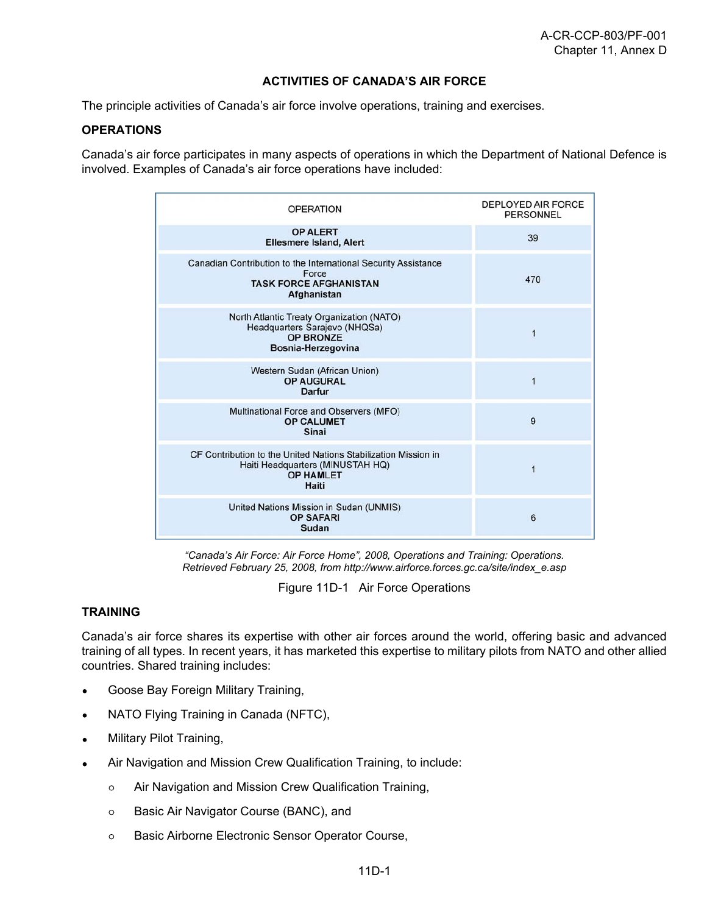## ACTIVITIES OF CANADA'S AIR FORCE

The principle activities of Canada's air force involve operations, training and exercises.

### OPERATIONS

Canada's air force participates in many aspects of operations in which the Department of National Defence is involved. Examples of Canada's air force operations have included:

| OPERATION | DEPLOYED AIR FORCE PERSONNEL |
|---|---|
| **OP ALERT**<br>**Ellesmere Island, Alert** | 39 |
| Canadian Contribution to the International Security Assistance Force<br>**TASK FORCE AFGHANISTAN**<br>**Afghanistan** | 470 |
| North Atlantic Treaty Organization (NATO) Headquarters Sarajevo (NHQSa)<br>**OP BRONZE**<br>**Bosnia-Herzegovina** | 1 |
| Western Sudan (African Union)<br>**OP AUGURAL**<br>**Darfur** | 1 |
| Multinational Force and Observers (MFO)<br>**OP CALUMET**<br>**Sinai** | 9 |
| CF Contribution to the United Nations Stabilization Mission in Haiti Headquarters (MINUSTAH HQ)<br>**OP HAMLET**<br>**Haiti** | 1 |
| United Nations Mission in Sudan (UNMIS)<br>**OP SAFARI**<br>**Sudan** | 6 |

*"Canada's Air Force: Air Force Home", 2008, Operations and Training: Operations. Retrieved February 25, 2008, from http://www.airforce.forces.gc.ca/site/index_e.asp*

Figure 11D-1 Air Force Operations

### TRAINING

Canada's air force shares its expertise with other air forces around the world, offering basic and advanced training of all types. In recent years, it has marketed this expertise to military pilots from NATO and other allied countries. Shared training includes:

- Goose Bay Foreign Military Training,
- NATO Flying Training in Canada (NFTC),
- Military Pilot Training,
- Air Navigation and Mission Crew Qualification Training, to include:
  - Air Navigation and Mission Crew Qualification Training,
  - Basic Air Navigator Course (BANC), and
  - Basic Airborne Electronic Sensor Operator Course,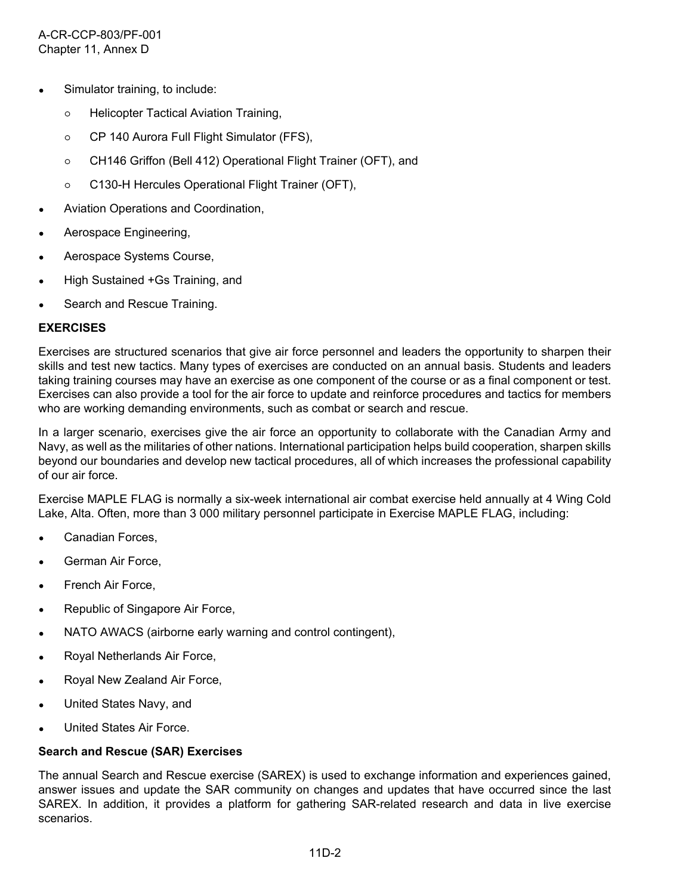- Simulator training, to include:
  - Helicopter Tactical Aviation Training,
  - CP 140 Aurora Full Flight Simulator (FFS),
  - CH146 Griffon (Bell 412) Operational Flight Trainer (OFT), and
  - C130-H Hercules Operational Flight Trainer (OFT),
- Aviation Operations and Coordination,
- Aerospace Engineering,
- Aerospace Systems Course,
- High Sustained +Gs Training, and
- Search and Rescue Training.

## EXERCISES

Exercises are structured scenarios that give air force personnel and leaders the opportunity to sharpen their skills and test new tactics. Many types of exercises are conducted on an annual basis. Students and leaders taking training courses may have an exercise as one component of the course or as a final component or test. Exercises can also provide a tool for the air force to update and reinforce procedures and tactics for members who are working demanding environments, such as combat or search and rescue.

In a larger scenario, exercises give the air force an opportunity to collaborate with the Canadian Army and Navy, as well as the militaries of other nations. International participation helps build cooperation, sharpen skills beyond our boundaries and develop new tactical procedures, all of which increases the professional capability of our air force.

Exercise MAPLE FLAG is normally a six-week international air combat exercise held annually at 4 Wing Cold Lake, Alta. Often, more than 3 000 military personnel participate in Exercise MAPLE FLAG, including:

- Canadian Forces,
- German Air Force,
- French Air Force,
- Republic of Singapore Air Force,
- NATO AWACS (airborne early warning and control contingent),
- Royal Netherlands Air Force,
- Royal New Zealand Air Force,
- United States Navy, and
- United States Air Force.

### Search and Rescue (SAR) Exercises

The annual Search and Rescue exercise (SAREX) is used to exchange information and experiences gained, answer issues and update the SAR community on changes and updates that have occurred since the last SAREX. In addition, it provides a platform for gathering SAR-related research and data in live exercise scenarios.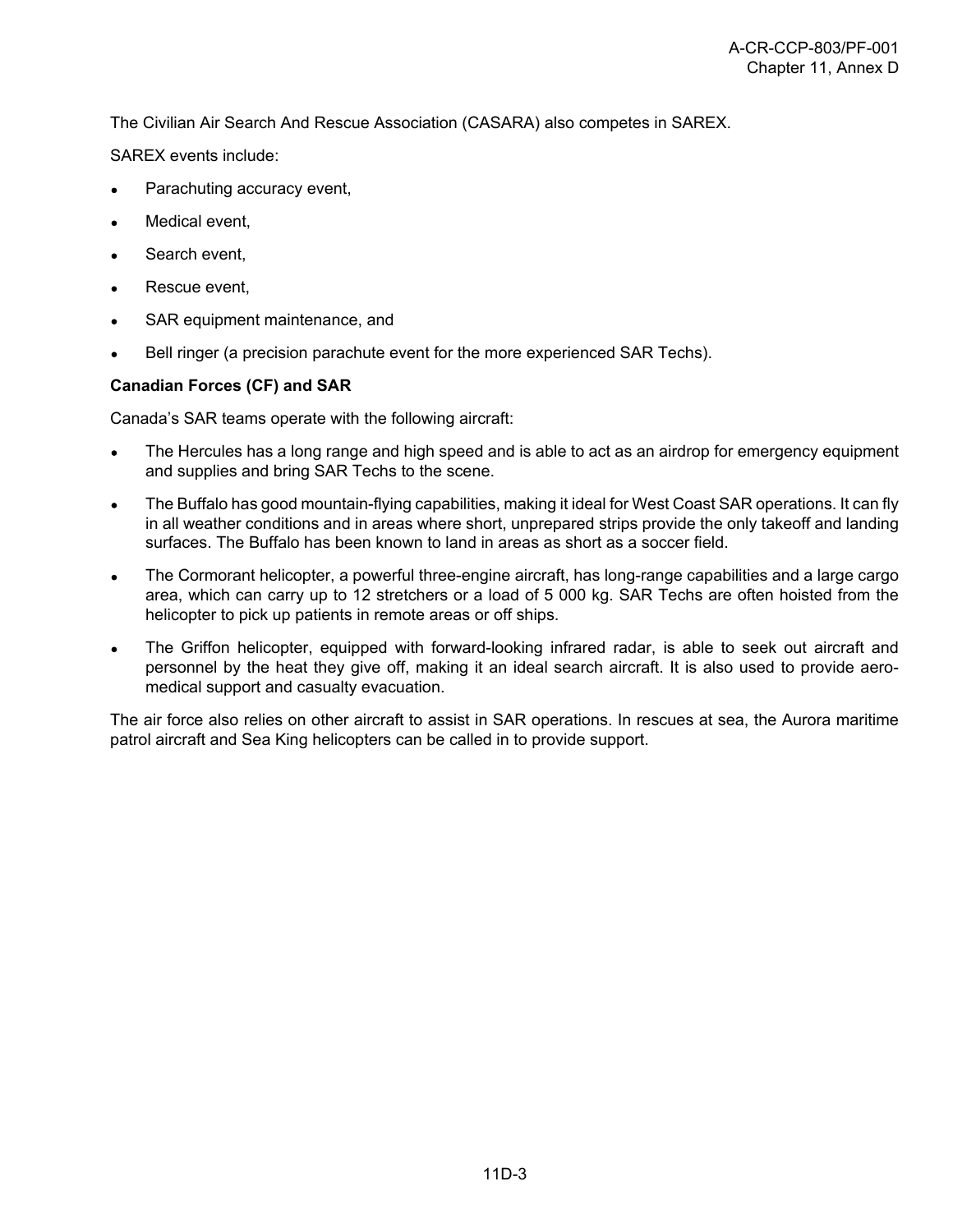The Civilian Air Search And Rescue Association (CASARA) also competes in SAREX.

SAREX events include:

- Parachuting accuracy event,
- Medical event,
- Search event,
- Rescue event,
- SAR equipment maintenance, and
- Bell ringer (a precision parachute event for the more experienced SAR Techs).

**Canadian Forces (CF) and SAR**

Canada's SAR teams operate with the following aircraft:

- The Hercules has a long range and high speed and is able to act as an airdrop for emergency equipment and supplies and bring SAR Techs to the scene.
- The Buffalo has good mountain-flying capabilities, making it ideal for West Coast SAR operations. It can fly in all weather conditions and in areas where short, unprepared strips provide the only takeoff and landing surfaces. The Buffalo has been known to land in areas as short as a soccer field.
- The Cormorant helicopter, a powerful three-engine aircraft, has long-range capabilities and a large cargo area, which can carry up to 12 stretchers or a load of 5 000 kg. SAR Techs are often hoisted from the helicopter to pick up patients in remote areas or off ships.
- The Griffon helicopter, equipped with forward-looking infrared radar, is able to seek out aircraft and personnel by the heat they give off, making it an ideal search aircraft. It is also used to provide aero-medical support and casualty evacuation.

The air force also relies on other aircraft to assist in SAR operations. In rescues at sea, the Aurora maritime patrol aircraft and Sea King helicopters can be called in to provide support.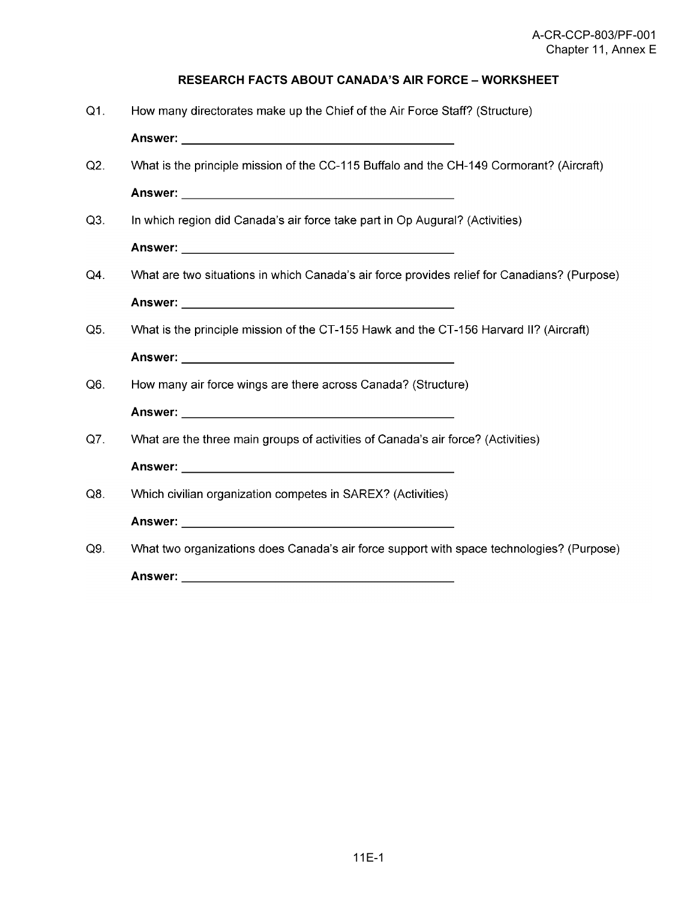## RESEARCH FACTS ABOUT CANADA'S AIR FORCE – WORKSHEET

Q1. How many directorates make up the Chief of the Air Force Staff? (Structure)

**Answer:** ________________________________________

Q2. What is the principle mission of the CC-115 Buffalo and the CH-149 Cormorant? (Aircraft)

**Answer:** ________________________________________

Q3. In which region did Canada's air force take part in Op Augural? (Activities)

**Answer:** ________________________________________

Q4. What are two situations in which Canada's air force provides relief for Canadians? (Purpose)

**Answer:** ________________________________________

Q5. What is the principle mission of the CT-155 Hawk and the CT-156 Harvard II? (Aircraft)

**Answer:** ________________________________________

Q6. How many air force wings are there across Canada? (Structure)

**Answer:** ________________________________________

Q7. What are the three main groups of activities of Canada's air force? (Activities)

**Answer:** ________________________________________

Q8. Which civilian organization competes in SAREX? (Activities)

**Answer:** ________________________________________

Q9. What two organizations does Canada's air force support with space technologies? (Purpose)

**Answer:** ________________________________________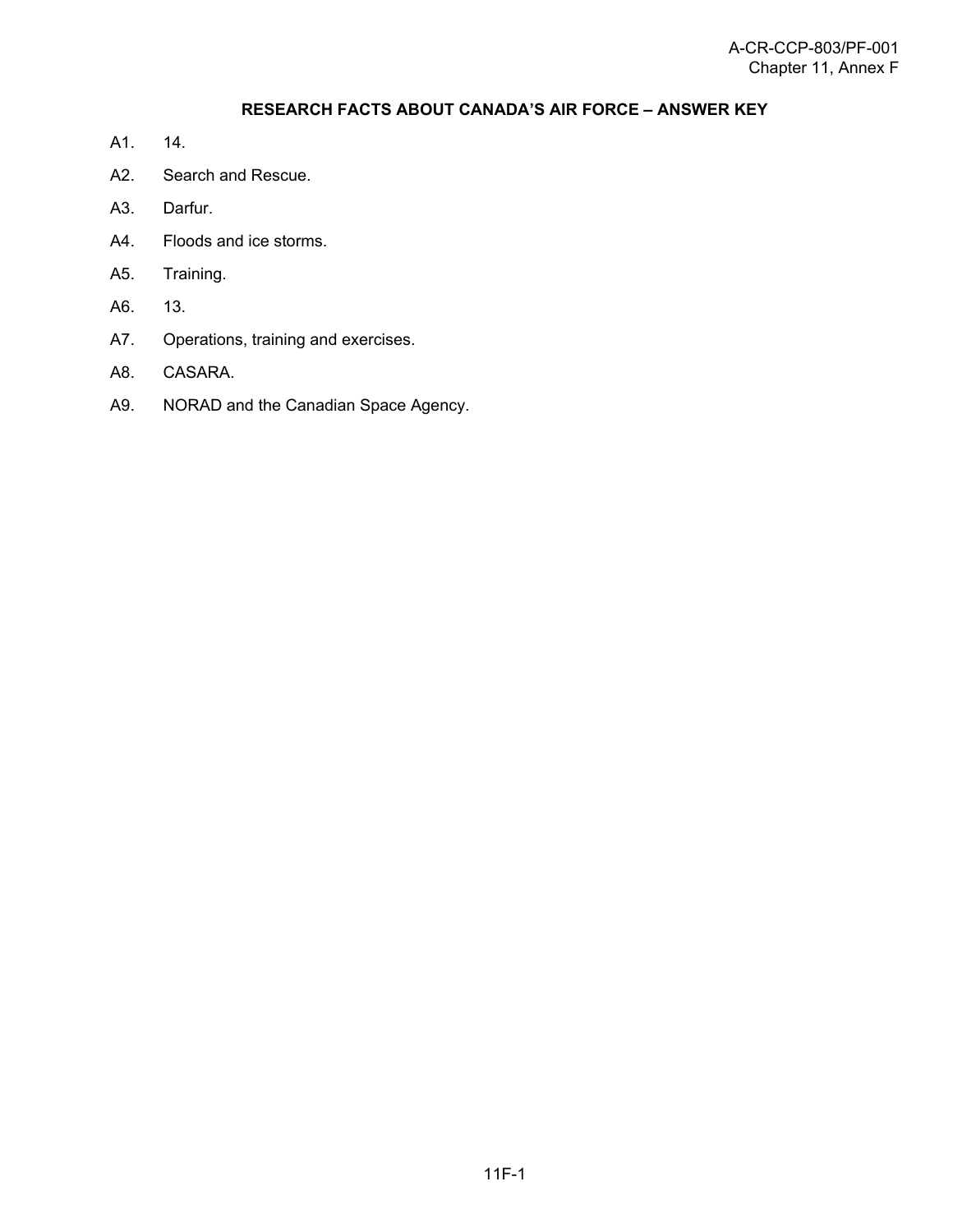## RESEARCH FACTS ABOUT CANADA'S AIR FORCE – ANSWER KEY

A1. 14.

A2. Search and Rescue.

A3. Darfur.

A4. Floods and ice storms.

A5. Training.

A6. 13.

A7. Operations, training and exercises.

A8. CASARA.

A9. NORAD and the Canadian Space Agency.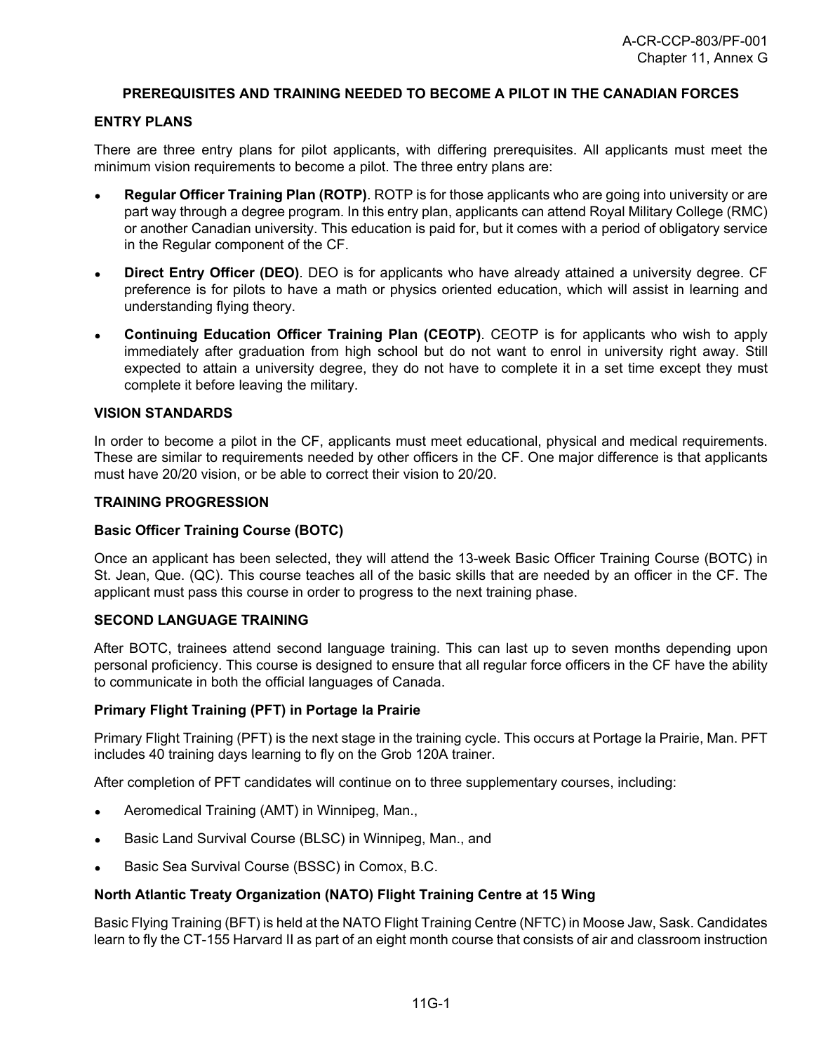## PREREQUISITES AND TRAINING NEEDED TO BECOME A PILOT IN THE CANADIAN FORCES

### ENTRY PLANS

There are three entry plans for pilot applicants, with differing prerequisites. All applicants must meet the minimum vision requirements to become a pilot. The three entry plans are:

- **Regular Officer Training Plan (ROTP)**. ROTP is for those applicants who are going into university or are part way through a degree program. In this entry plan, applicants can attend Royal Military College (RMC) or another Canadian university. This education is paid for, but it comes with a period of obligatory service in the Regular component of the CF.
- **Direct Entry Officer (DEO)**. DEO is for applicants who have already attained a university degree. CF preference is for pilots to have a math or physics oriented education, which will assist in learning and understanding flying theory.
- **Continuing Education Officer Training Plan (CEOTP)**. CEOTP is for applicants who wish to apply immediately after graduation from high school but do not want to enrol in university right away. Still expected to attain a university degree, they do not have to complete it in a set time except they must complete it before leaving the military.

### VISION STANDARDS

In order to become a pilot in the CF, applicants must meet educational, physical and medical requirements. These are similar to requirements needed by other officers in the CF. One major difference is that applicants must have 20/20 vision, or be able to correct their vision to 20/20.

### TRAINING PROGRESSION

#### Basic Officer Training Course (BOTC)

Once an applicant has been selected, they will attend the 13-week Basic Officer Training Course (BOTC) in St. Jean, Que. (QC). This course teaches all of the basic skills that are needed by an officer in the CF. The applicant must pass this course in order to progress to the next training phase.

### SECOND LANGUAGE TRAINING

After BOTC, trainees attend second language training. This can last up to seven months depending upon personal proficiency. This course is designed to ensure that all regular force officers in the CF have the ability to communicate in both the official languages of Canada.

#### Primary Flight Training (PFT) in Portage la Prairie

Primary Flight Training (PFT) is the next stage in the training cycle. This occurs at Portage la Prairie, Man. PFT includes 40 training days learning to fly on the Grob 120A trainer.

After completion of PFT candidates will continue on to three supplementary courses, including:

- Aeromedical Training (AMT) in Winnipeg, Man.,
- Basic Land Survival Course (BLSC) in Winnipeg, Man., and
- Basic Sea Survival Course (BSSC) in Comox, B.C.

#### North Atlantic Treaty Organization (NATO) Flight Training Centre at 15 Wing

Basic Flying Training (BFT) is held at the NATO Flight Training Centre (NFTC) in Moose Jaw, Sask. Candidates learn to fly the CT-155 Harvard II as part of an eight month course that consists of air and classroom instruction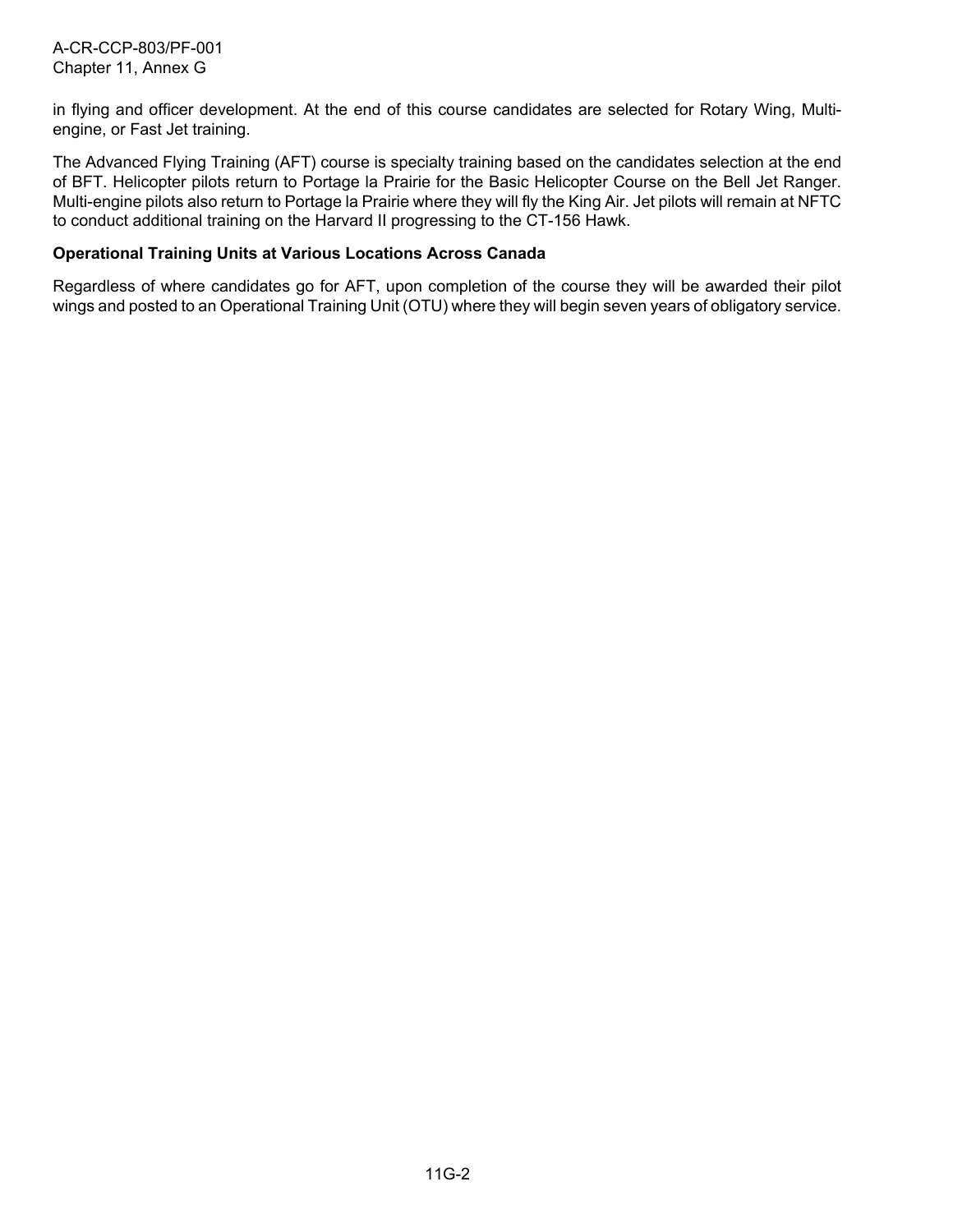in flying and officer development. At the end of this course candidates are selected for Rotary Wing, Multi-engine, or Fast Jet training.

The Advanced Flying Training (AFT) course is specialty training based on the candidates selection at the end of BFT. Helicopter pilots return to Portage la Prairie for the Basic Helicopter Course on the Bell Jet Ranger. Multi-engine pilots also return to Portage la Prairie where they will fly the King Air. Jet pilots will remain at NFTC to conduct additional training on the Harvard II progressing to the CT-156 Hawk.

**Operational Training Units at Various Locations Across Canada**

Regardless of where candidates go for AFT, upon completion of the course they will be awarded their pilot wings and posted to an Operational Training Unit (OTU) where they will begin seven years of obligatory service.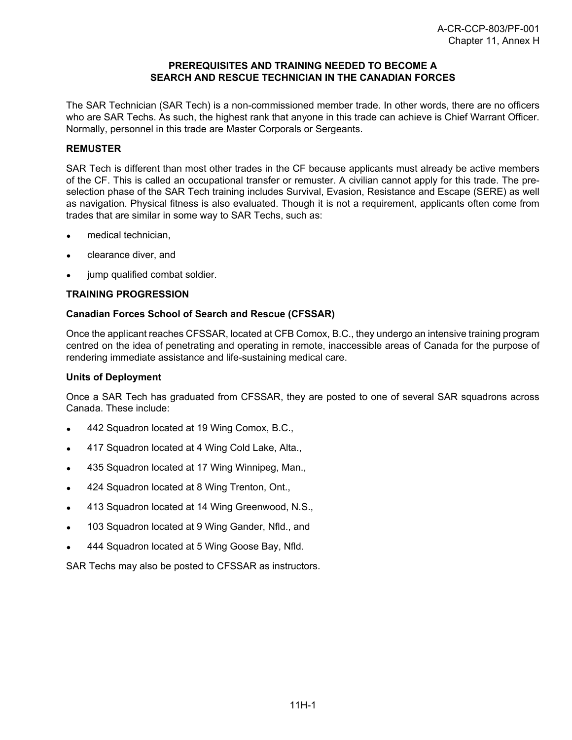# PREREQUISITES AND TRAINING NEEDED TO BECOME A SEARCH AND RESCUE TECHNICIAN IN THE CANADIAN FORCES

The SAR Technician (SAR Tech) is a non-commissioned member trade. In other words, there are no officers who are SAR Techs. As such, the highest rank that anyone in this trade can achieve is Chief Warrant Officer. Normally, personnel in this trade are Master Corporals or Sergeants.

## REMUSTER

SAR Tech is different than most other trades in the CF because applicants must already be active members of the CF. This is called an occupational transfer or remuster. A civilian cannot apply for this trade. The pre-selection phase of the SAR Tech training includes Survival, Evasion, Resistance and Escape (SERE) as well as navigation. Physical fitness is also evaluated. Though it is not a requirement, applicants often come from trades that are similar in some way to SAR Techs, such as:

- medical technician,
- clearance diver, and
- jump qualified combat soldier.

## TRAINING PROGRESSION

### Canadian Forces School of Search and Rescue (CFSSAR)

Once the applicant reaches CFSSAR, located at CFB Comox, B.C., they undergo an intensive training program centred on the idea of penetrating and operating in remote, inaccessible areas of Canada for the purpose of rendering immediate assistance and life-sustaining medical care.

### Units of Deployment

Once a SAR Tech has graduated from CFSSAR, they are posted to one of several SAR squadrons across Canada. These include:

- 442 Squadron located at 19 Wing Comox, B.C.,
- 417 Squadron located at 4 Wing Cold Lake, Alta.,
- 435 Squadron located at 17 Wing Winnipeg, Man.,
- 424 Squadron located at 8 Wing Trenton, Ont.,
- 413 Squadron located at 14 Wing Greenwood, N.S.,
- 103 Squadron located at 9 Wing Gander, Nfld., and
- 444 Squadron located at 5 Wing Goose Bay, Nfld.

SAR Techs may also be posted to CFSSAR as instructors.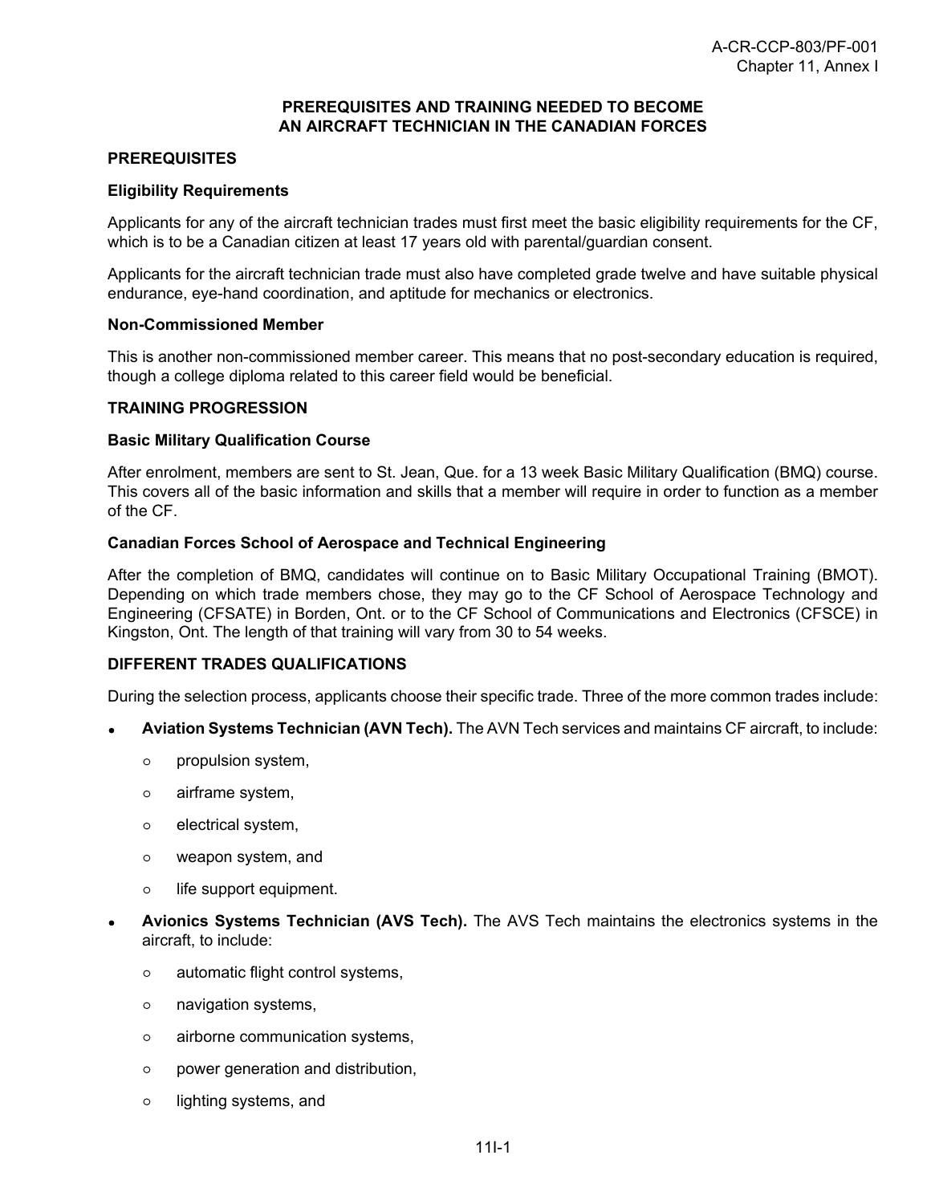# PREREQUISITES AND TRAINING NEEDED TO BECOME AN AIRCRAFT TECHNICIAN IN THE CANADIAN FORCES

## PREREQUISITES

### Eligibility Requirements

Applicants for any of the aircraft technician trades must first meet the basic eligibility requirements for the CF, which is to be a Canadian citizen at least 17 years old with parental/guardian consent.

Applicants for the aircraft technician trade must also have completed grade twelve and have suitable physical endurance, eye-hand coordination, and aptitude for mechanics or electronics.

### Non-Commissioned Member

This is another non-commissioned member career. This means that no post-secondary education is required, though a college diploma related to this career field would be beneficial.

## TRAINING PROGRESSION

### Basic Military Qualification Course

After enrolment, members are sent to St. Jean, Que. for a 13 week Basic Military Qualification (BMQ) course. This covers all of the basic information and skills that a member will require in order to function as a member of the CF.

### Canadian Forces School of Aerospace and Technical Engineering

After the completion of BMQ, candidates will continue on to Basic Military Occupational Training (BMOT). Depending on which trade members chose, they may go to the CF School of Aerospace Technology and Engineering (CFSATE) in Borden, Ont. or to the CF School of Communications and Electronics (CFSCE) in Kingston, Ont. The length of that training will vary from 30 to 54 weeks.

## DIFFERENT TRADES QUALIFICATIONS

During the selection process, applicants choose their specific trade. Three of the more common trades include:

- **Aviation Systems Technician (AVN Tech).** The AVN Tech services and maintains CF aircraft, to include:
  - propulsion system,
  - airframe system,
  - electrical system,
  - weapon system, and
  - life support equipment.
- **Avionics Systems Technician (AVS Tech).** The AVS Tech maintains the electronics systems in the aircraft, to include:
  - automatic flight control systems,
  - navigation systems,
  - airborne communication systems,
  - power generation and distribution,
  - lighting systems, and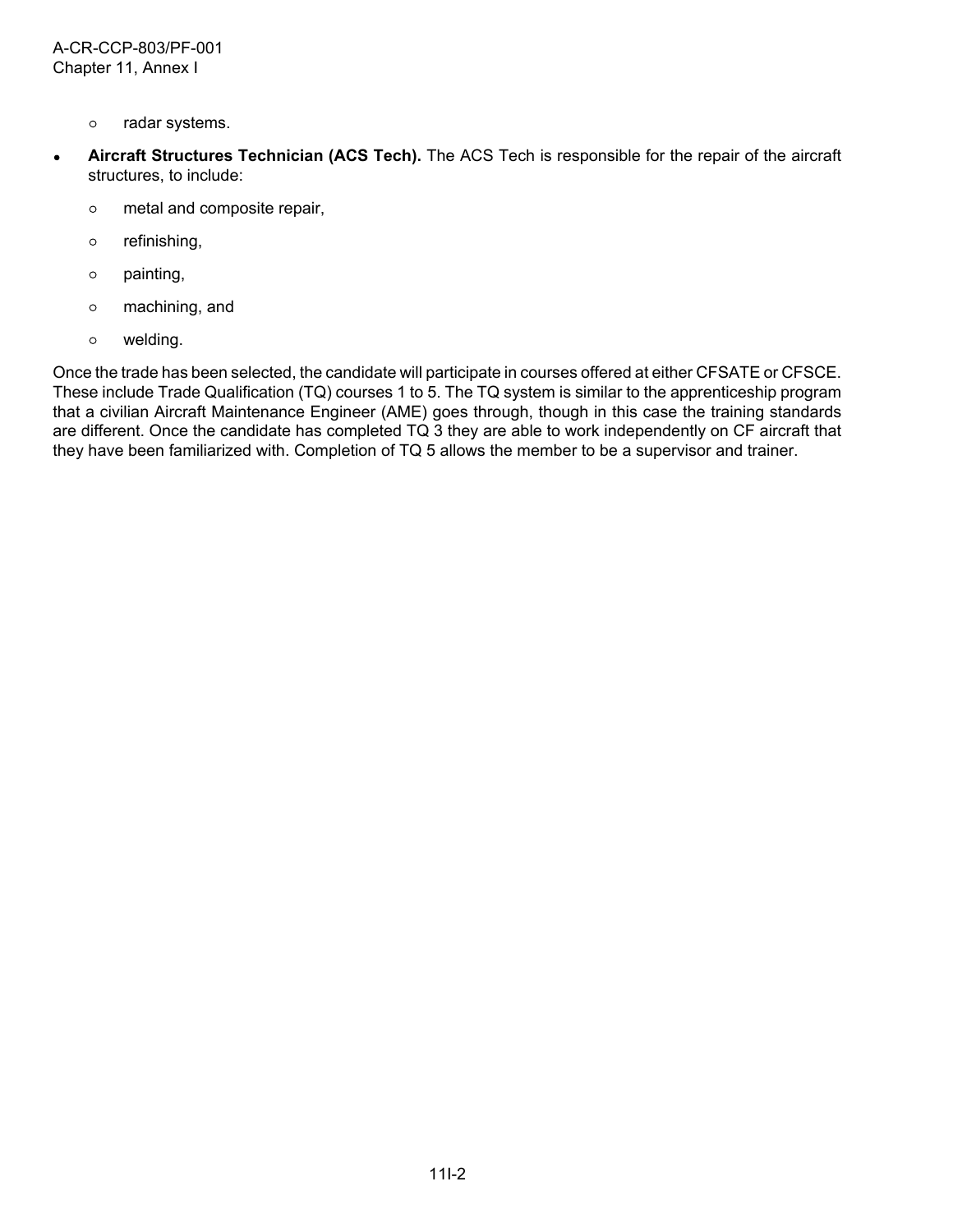- radar systems.

- **Aircraft Structures Technician (ACS Tech).** The ACS Tech is responsible for the repair of the aircraft structures, to include:
    - metal and composite repair,
    - refinishing,
    - painting,
    - machining, and
    - welding.

Once the trade has been selected, the candidate will participate in courses offered at either CFSATE or CFSCE. These include Trade Qualification (TQ) courses 1 to 5. The TQ system is similar to the apprenticeship program that a civilian Aircraft Maintenance Engineer (AME) goes through, though in this case the training standards are different. Once the candidate has completed TQ 3 they are able to work independently on CF aircraft that they have been familiarized with. Completion of TQ 5 allows the member to be a supervisor and trainer.